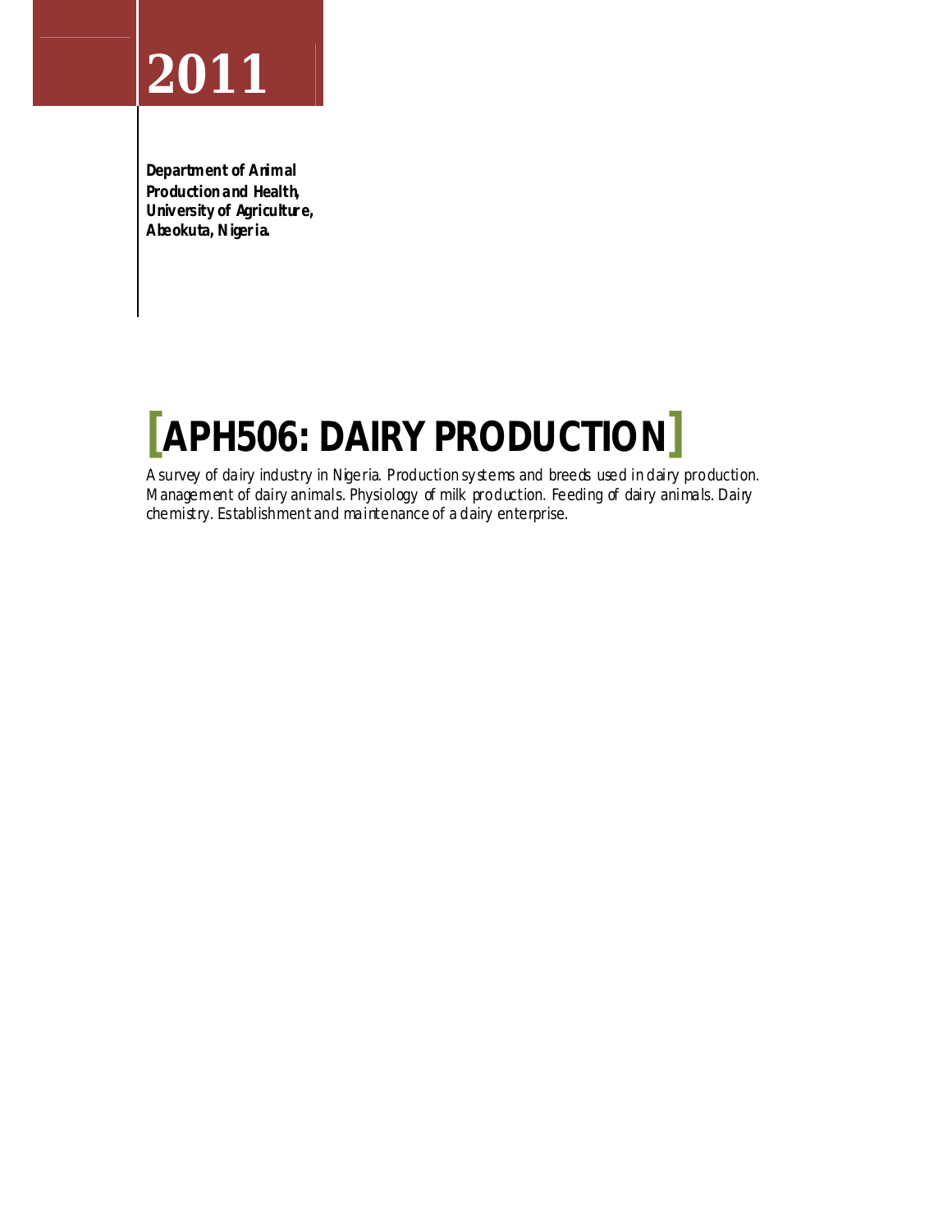# 2011

**Department of Animal Production and Health, University of Agriculture, Abeokuta, Nigeria.**

# [APH506: DAIRY PRODUCTION]

A survey of dairy industry in Nigeria. Production systems and breeds used in dairy production. Management of dairy animals. Physiology of milk production. Feeding of dairy animals. Dairy chemistry. Establishment and maintenance of a dairy enterprise.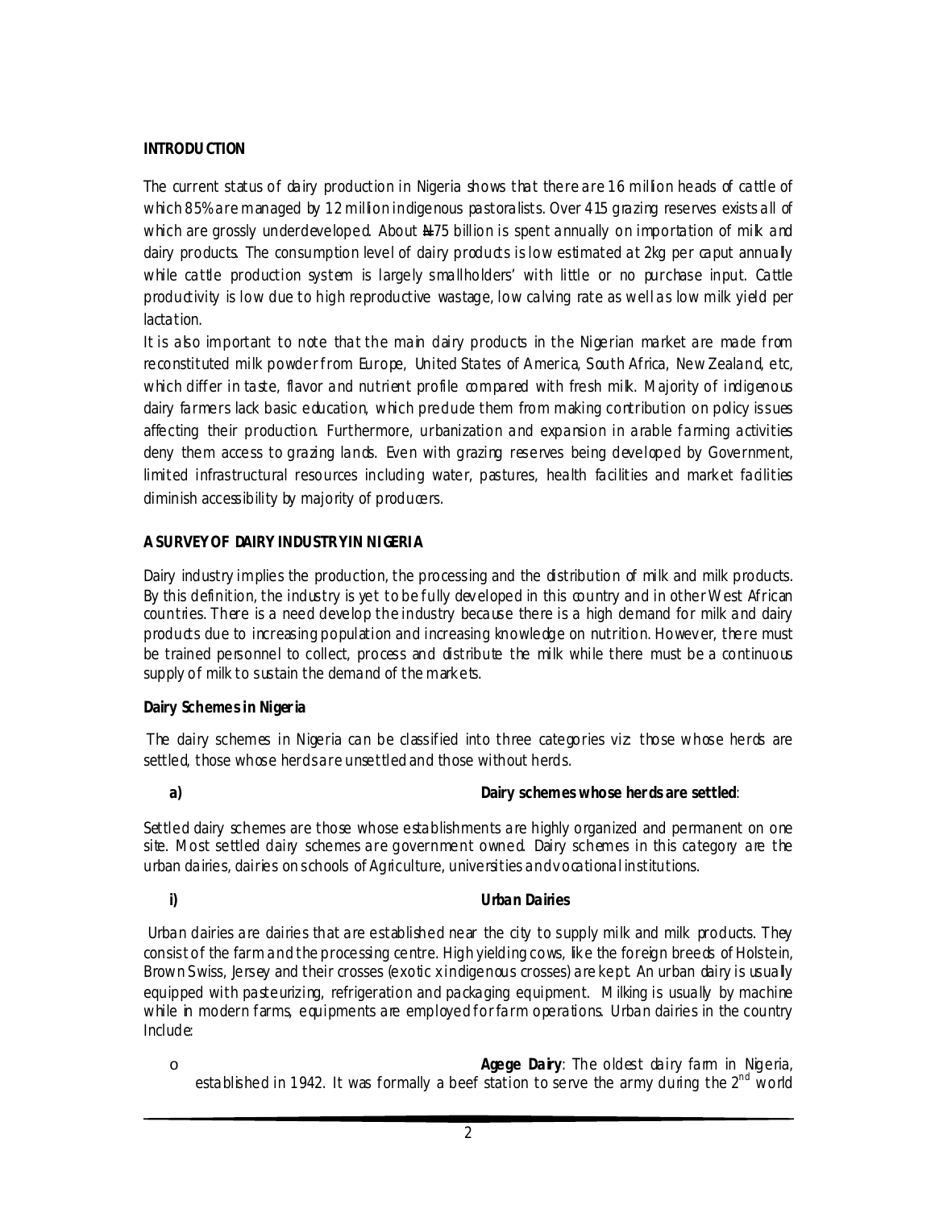## INTRODUCTION

The current status of dairy production in Nigeria shows that there are 16 million heads of cattle of which 85% are managed by 12 million indigenous pastoralists. Over 415 grazing reserves exists all of which are grossly underdeveloped. About ₦75 billion is spent annually on importation of milk and dairy products. The consumption level of dairy products is low estimated at 2kg per caput annually while cattle production system is largely smallholders' with little or no purchase input. Cattle productivity is low due to high reproductive wastage, low calving rate as well as low milk yield per lactation.

It is also important to note that the main dairy products in the Nigerian market are made from reconstituted milk powder from Europe, United States of America, South Africa, New Zealand, etc, which differ in taste, flavor and nutrient profile compared with fresh milk. Majority of indigenous dairy farmers lack basic education, which preclude them from making contribution on policy issues affecting their production. Furthermore, urbanization and expansion in arable farming activities deny them access to grazing lands. Even with grazing reserves being developed by Government, limited infrastructural resources including water, pastures, health facilities and market facilities diminish accessibility by majority of producers.

## A SURVEY OF DAIRY INDUSTRY IN NIGERIA

Dairy industry implies the production, the processing and the distribution of milk and milk products. By this definition, the industry is yet to be fully developed in this country and in other West African countries. There is a need develop the industry because there is a high demand for milk and dairy products due to increasing population and increasing knowledge on nutrition. However, there must be trained personnel to collect, process and distribute the milk while there must be a continuous supply of milk to sustain the demand of the markets.

### Dairy Schemes in Nigeria

The dairy schemes in Nigeria can be classified into three categories viz: those whose herds are settled, those whose herds are unsettled and those without herds.

**a) Dairy schemes whose herds are settled**:

Settled dairy schemes are those whose establishments are highly organized and permanent on one site. Most settled dairy schemes are government owned. Dairy schemes in this category are the urban dairies, dairies on schools of Agriculture, universities and vocational institutions.

**i) *Urban Dairies***

Urban dairies are dairies that are established near the city to supply milk and milk products. They consist of the farm and the processing centre. High yielding cows, like the foreign breeds of Holstein, Brown Swiss, Jersey and their crosses (exotic x indigenous crosses) are kept. An urban dairy is usually equipped with pasteurizing, refrigeration and packaging equipment. Milking is usually by machine while in modern farms, equipments are employed for farm operations. Urban dairies in the country Include:

- **Agege Dairy**: The oldest dairy farm in Nigeria, established in 1942. It was formally a beef station to serve the army during the 2nd world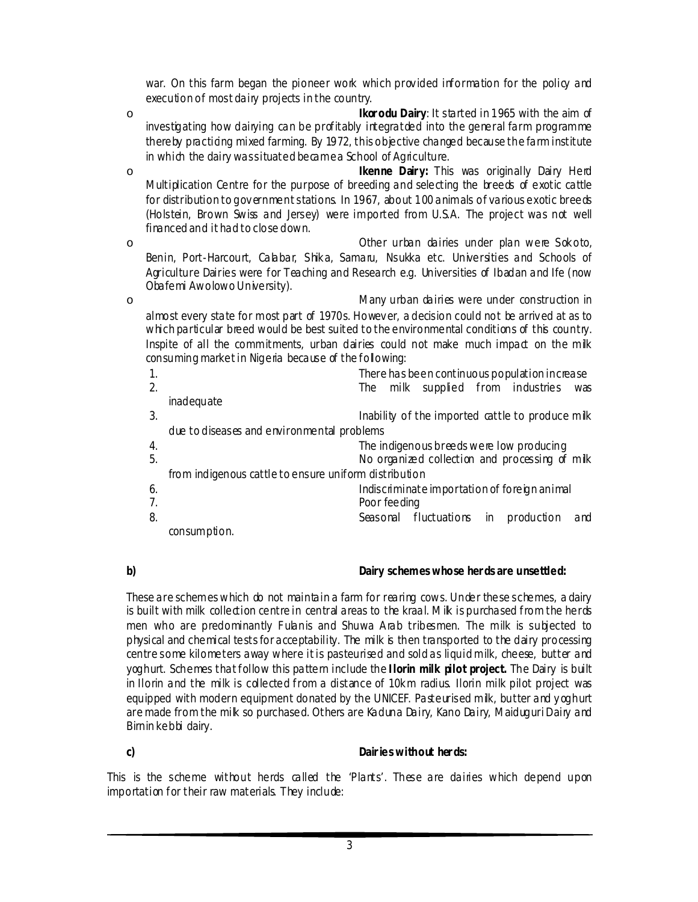war. On this farm began the pioneer work which provided information for the policy and execution of most dairy projects in the country.

- **Ikorodu Dairy**: It started in 1965 with the aim of investigating how dairying can be profitably integratded into the general farm programme thereby practicing mixed farming. By 1972, this objective changed because the farm institute in which the dairy was situated became a School of Agriculture.
- **Ikenne Dairy:** This was originally Dairy Herd Multiplication Centre for the purpose of breeding and selecting the breeds of exotic cattle for distribution to government stations. In 1967, about 100 animals of various exotic breeds (Holstein, Brown Swiss and Jersey) were imported from U.S.A. The project was not well financed and it had to close down.
- Other urban dairies under plan were Sokoto, Benin, Port-Harcourt, Calabar, Shika, Samaru, Nsukka etc. Universities and Schools of Agriculture Dairies were for Teaching and Research e.g. Universities of Ibadan and Ife (now Obafemi Awolowo University).
- Many urban dairies were under construction in almost every state for most part of 1970s. However, a decision could not be arrived at as to which particular breed would be best suited to the environmental conditions of this country. Inspite of all the commitments, urban dairies could not make much impact on the milk consuming market in Nigeria because of the following:
  1. There has been continuous population increase
  2. The milk supplied from industries was inadequate
  3. Inability of the imported cattle to produce milk due to diseases and environmental problems
  4. The indigenous breeds were low producing
  5. No organized collection and processing of milk from indigenous cattle to ensure uniform distribution
  6. Indiscriminate importation of foreign animal
  7. Poor feeding
  8. Seasonal fluctuations in production and consumption.

**b) Dairy schemes whose herds are unsettled:**

These are schemes which do not maintain a farm for rearing cows. Under these schemes, a dairy is built with milk collection centre in central areas to the kraal. Milk is purchased from the herds men who are predominantly Fulanis and Shuwa Arab tribesmen. The milk is subjected to physical and chemical tests for acceptability. The milk is then transported to the dairy processing centre some kilometers away where it is pasteurised and sold as liquid milk, cheese, butter and yoghurt. Schemes that follow this pattern include the **Ilorin milk pilot project.** The Dairy is built in Ilorin and the milk is collected from a distance of 10km radius. Ilorin milk pilot project was equipped with modern equipment donated by the UNICEF. Pasteurised milk, butter and yoghurt are made from the milk so purchased. Others are Kaduna Dairy, Kano Dairy, Maiduguri Dairy and Birnin kebbi dairy.

**c) Dairies without herds:**

This is the scheme without herds called the 'Plants'. These are dairies which depend upon importation for their raw materials. They include: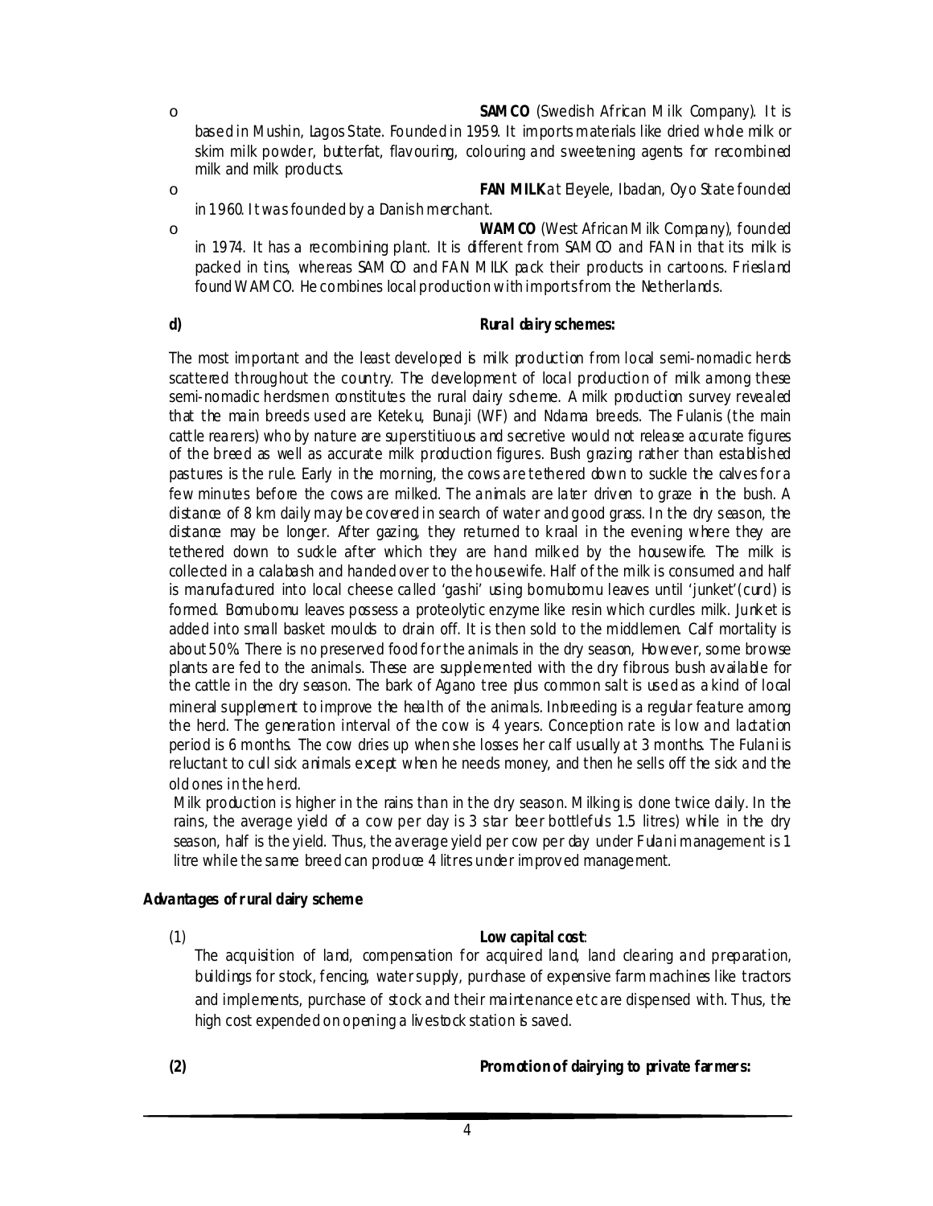- **SAMCO** (Swedish African Milk Company). It is based in Mushin, Lagos State. Founded in 1959. It imports materials like dried whole milk or skim milk powder, butterfat, flavouring, colouring and sweetening agents for recombined milk and milk products.
- **FAN MILK** at Eleyele, Ibadan, Oyo State founded in 1960. It was founded by a Danish merchant.
- **WAMCO** (West African Milk Company), founded in 1974. It has a recombining plant. It is different from SAMCO and FAN in that its milk is packed in tins, whereas SAMCO and FAN MILK pack their products in cartoons. Friesland found WAMCO. He combines local production with imports from the Netherlands.

**d) Rural dairy schemes:**

The most important and the least developed is milk production from local semi-nomadic herds scattered throughout the country. The development of local production of milk among these semi-nomadic herdsmen constitutes the rural dairy scheme. A milk production survey revealed that the main breeds used are Keteku, Bunaji (WF) and Ndama breeds. The Fulanis (the main cattle rearers) who by nature are superstitiuous and secretive would not release accurate figures of the breed as well as accurate milk production figures. Bush grazing rather than established pastures is the rule. Early in the morning, the cows are tethered down to suckle the calves for a few minutes before the cows are milked. The animals are later driven to graze in the bush. A distance of 8 km daily may be covered in search of water and good grass. In the dry season, the distance may be longer. After gazing, they returned to kraal in the evening where they are tethered down to suckle after which they are hand milked by the housewife. The milk is collected in a calabash and handed over to the housewife. Half of the milk is consumed and half is manufactured into local cheese called 'gashi' using bomubomu leaves until 'junket'(curd) is formed. Bomubomu leaves possess a proteolytic enzyme like resin which curdles milk. Junket is added into small basket moulds to drain off. It is then sold to the middlemen. Calf mortality is about 50%. There is no preserved food for the animals in the dry season, However, some browse plants are fed to the animals. These are supplemented with the dry fibrous bush available for the cattle in the dry season. The bark of Agano tree plus common salt is used as a kind of local mineral supplement to improve the health of the animals. Inbreeding is a regular feature among the herd. The generation interval of the cow is 4 years. Conception rate is low and lactation period is 6 months. The cow dries up when she losses her calf usually at 3 months. The Fulani is reluctant to cull sick animals except when he needs money, and then he sells off the sick and the old ones in the herd.

Milk production is higher in the rains than in the dry season. Milking is done twice daily. In the rains, the average yield of a cow per day is 3 star beer bottlefuls 1.5 litres) while in the dry season, half is the yield. Thus, the average yield per cow per day under Fulani management is 1 litre while the same breed can produce 4 litres under improved management.

**Advantages of rural dairy scheme**

(1) **Low capital cost**:
The acquisition of land, compensation for acquired land, land clearing and preparation, buildings for stock, fencing, water supply, purchase of expensive farm machines like tractors and implements, purchase of stock and their maintenance etc are dispensed with. Thus, the high cost expended on opening a livestock station is saved.

**(2) Promotion of dairying to private farmers:**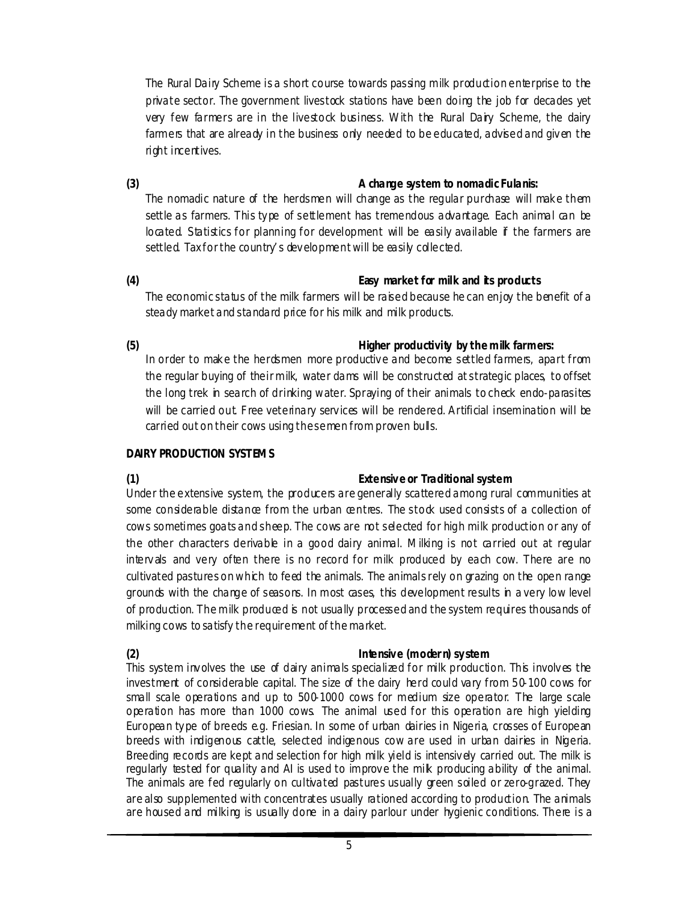The Rural Dairy Scheme is a short course towards passing milk production enterprise to the private sector. The government livestock stations have been doing the job for decades yet very few farmers are in the livestock business. With the Rural Dairy Scheme, the dairy farmers that are already in the business only needed to be educated, advised and given the right incentives.

**(3) A change system to nomadic Fulanis:**

The nomadic nature of the herdsmen will change as the regular purchase will make them settle as farmers. This type of settlement has tremendous advantage. Each animal can be located. Statistics for planning for development will be easily available if the farmers are settled. Tax for the country's development will be easily collected.

**(4) Easy market for milk and its products**

The economic status of the milk farmers will be raised because he can enjoy the benefit of a steady market and standard price for his milk and milk products.

**(5) Higher productivity by the milk farmers:**

In order to make the herdsmen more productive and become settled farmers, apart from the regular buying of their milk, water dams will be constructed at strategic places, to offset the long trek in search of drinking water. Spraying of their animals to check endo-parasites will be carried out. Free veterinary services will be rendered. Artificial insemination will be carried out on their cows using the semen from proven bulls.

## DAIRY PRODUCTION SYSTEMS

**(1) Extensive or Traditional system**

Under the extensive system, the producers are generally scattered among rural communities at some considerable distance from the urban centres. The stock used consists of a collection of cows sometimes goats and sheep. The cows are not selected for high milk production or any of the other characters derivable in a good dairy animal. Milking is not carried out at regular intervals and very often there is no record for milk produced by each cow. There are no cultivated pastures on which to feed the animals. The animals rely on grazing on the open range grounds with the change of seasons. In most cases, this development results in a very low level of production. The milk produced is not usually processed and the system requires thousands of milking cows to satisfy the requirement of the market.

**(2) Intensive (modern) system**

This system involves the use of dairy animals specialized for milk production. This involves the investment of considerable capital. The size of the dairy herd could vary from 50-100 cows for small scale operations and up to 500-1000 cows for medium size operator. The large scale operation has more than 1000 cows. The animal used for this operation are high yielding European type of breeds e.g. Friesian. In some of urban dairies in Nigeria, crosses of European breeds with indigenous cattle, selected indigenous cow are used in urban dairies in Nigeria. Breeding records are kept and selection for high milk yield is intensively carried out. The milk is regularly tested for quality and AI is used to improve the milk producing ability of the animal. The animals are fed regularly on cultivated pastures usually green soiled or zero-grazed. They are also supplemented with concentrates usually rationed according to production. The animals are housed and milking is usually done in a dairy parlour under hygienic conditions. There is a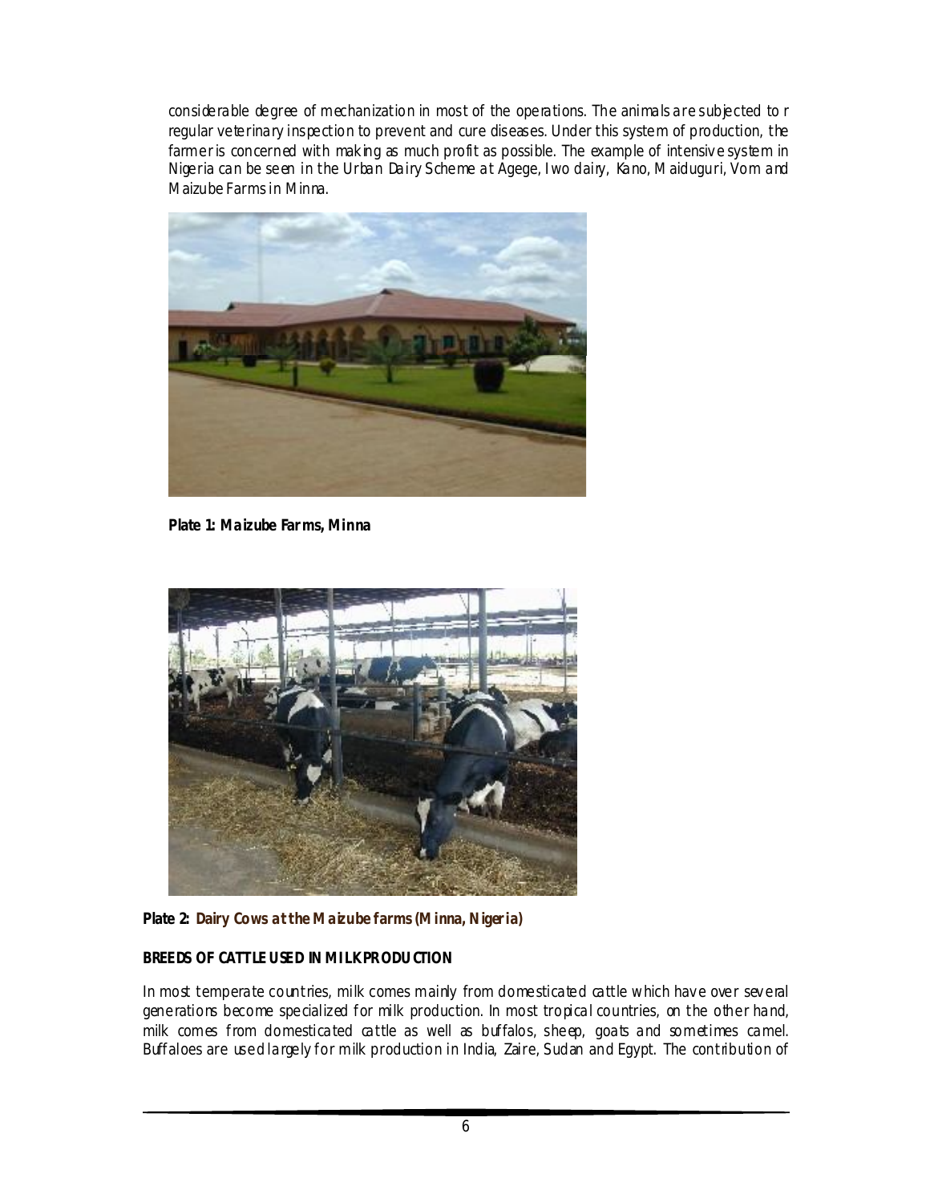considerable degree of mechanization in most of the operations. The animals are subjected to r regular veterinary inspection to prevent and cure diseases. Under this system of production, the farmer is concerned with making as much profit as possible. The example of intensive system in Nigeria can be seen in the Urban Dairy Scheme at Agege, Iwo dairy, Kano, Maiduguri, Vom and Maizube Farms in Minna.

**Plate 1: Maizube Farms, Minna**

**Plate 2: Dairy Cows at the Maizube farms (Minna, Nigeria)**

**BREEDS OF CATTLE USED IN MILK PRODUCTION**

In most temperate countries, milk comes mainly from domesticated cattle which have over several generations become specialized for milk production. In most tropical countries, on the other hand, milk comes from domesticated cattle as well as buffalos, sheep, goats and sometimes camel. Buffaloes are used largely for milk production in India, Zaire, Sudan and Egypt. The contribution of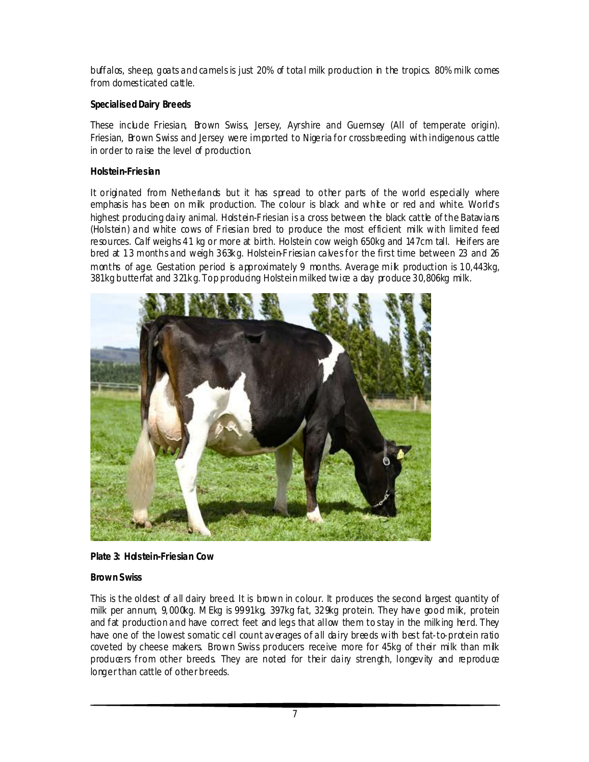buffalos, sheep, goats and camels is just 20% of total milk production in the tropics. 80% milk comes from domesticated cattle.

**Specialised Dairy Breeds**

These include Friesian, Brown Swiss, Jersey, Ayrshire and Guernsey (All of temperate origin). Friesian, Brown Swiss and Jersey were imported to Nigeria for crossbreeding with indigenous cattle in order to raise the level of production.

**Holstein-Friesian**

It originated from Netherlands but it has spread to other parts of the world especially where emphasis has been on milk production. The colour is black and white or red and white. World's highest producing dairy animal. Holstein-Friesian is a cross between the black cattle of the Batavians (Holstein) and white cows of Friesian bred to produce the most efficient milk with limited feed resources. Calf weighs 41 kg or more at birth. Holstein cow weigh 650kg and 147cm tall. Heifers are bred at 13 months and weigh 363kg. Holstein-Friesian calves for the first time between 23 and 26 months of age. Gestation period is approximately 9 months. Average milk production is 10,443kg, 381kg butterfat and 321kg. Top producing Holstein milked twice a day produce 30,806kg milk.

**Plate 3: Holstein-Friesian Cow**

**Brown Swiss**

This is the oldest of all dairy breed. It is brown in colour. It produces the second largest quantity of milk per annum, 9,000kg. MEkg is 9991kg, 397kg fat, 329kg protein. They have good milk, protein and fat production and have correct feet and legs that allow them to stay in the milking herd. They have one of the lowest somatic cell count averages of all dairy breeds with best fat-to-protein ratio coveted by cheese makers. Brown Swiss producers receive more for 45kg of their milk than milk producers from other breeds. They are noted for their dairy strength, longevity and reproduce longer than cattle of other breeds.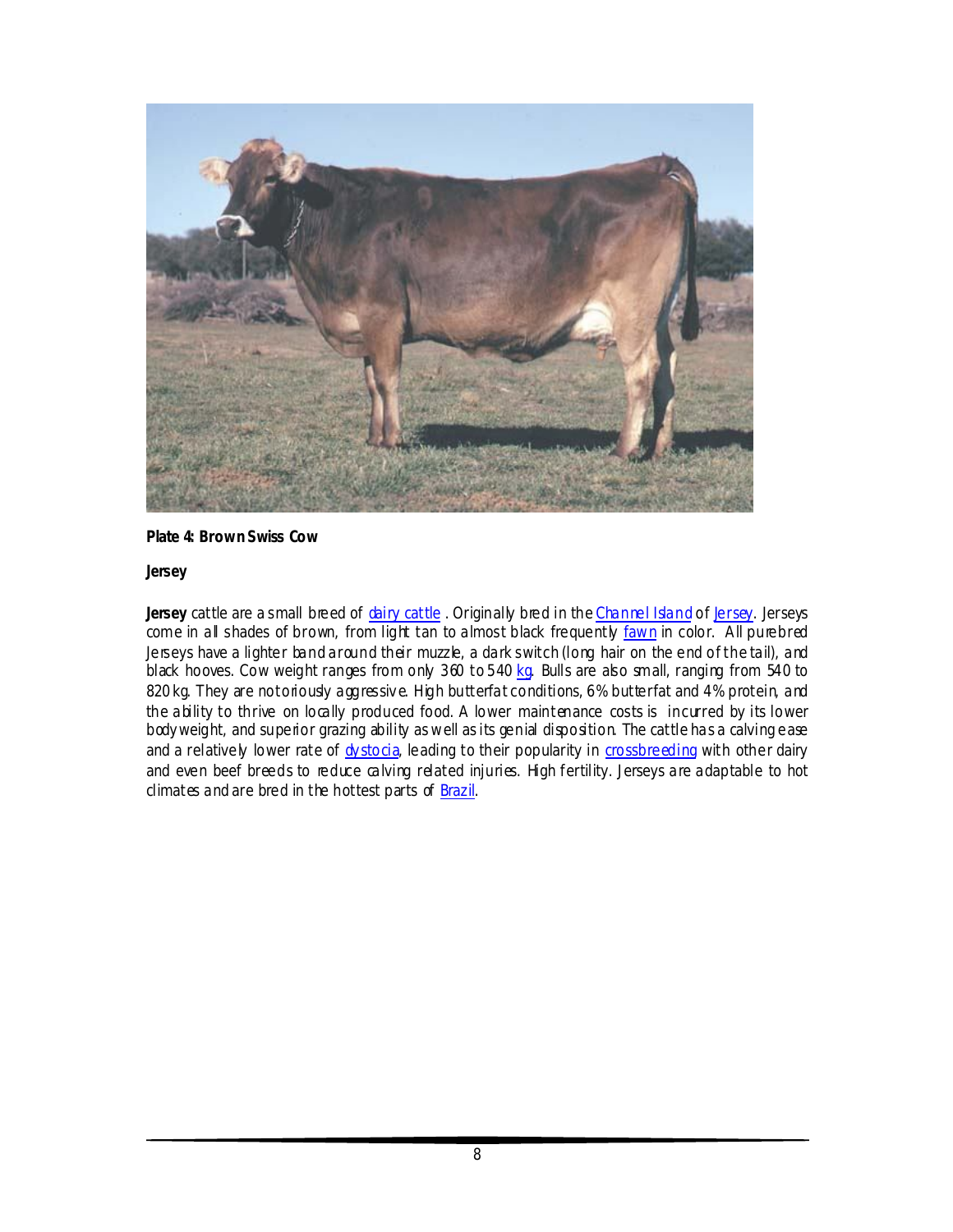**Plate 4: Brown Swiss Cow**

**Jersey**

**Jersey** cattle are a small breed of dairy cattle . Originally bred in the Channel Island of Jersey. Jerseys come in all shades of brown, from light tan to almost black frequently fawn in color. All purebred Jerseys have a lighter band around their muzzle, a dark switch (long hair on the end of the tail), and black hooves. Cow weight ranges from only 360 to 540 kg. Bulls are also small, ranging from 540 to 820 kg. They are notoriously aggressive. High butterfat conditions, 6% butterfat and 4% protein, and the ability to thrive on locally produced food. A lower maintenance costs is incurred by its lower body weight, and superior grazing ability as well as its genial disposition. The cattle has a calving ease and a relatively lower rate of dystocia, leading to their popularity in crossbreeding with other dairy and even beef breeds to reduce calving related injuries. High fertility. Jerseys are adaptable to hot climates and are bred in the hottest parts of Brazil.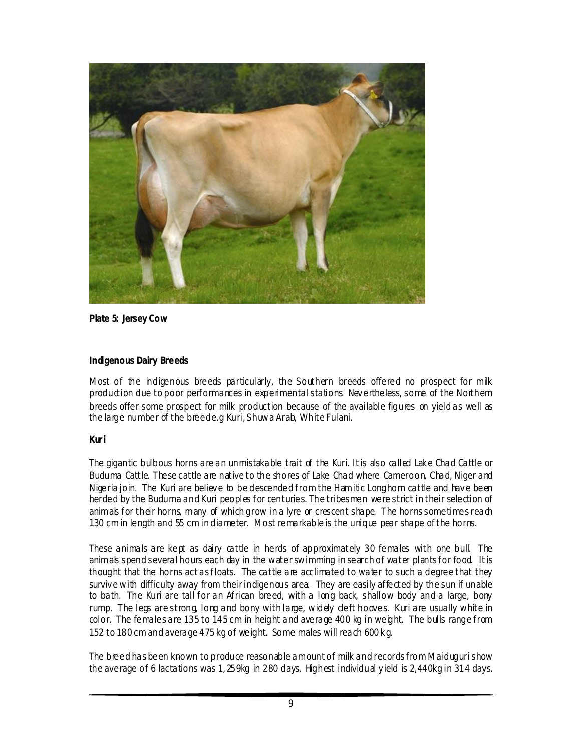**Plate 5: Jersey Cow**

**Indigenous Dairy Breeds**

Most of the indigenous breeds particularly, the Southern breeds offered no prospect for milk production due to poor performances in experimental stations. Nevertheless, some of the Northern breeds offer some prospect for milk production because of the available figures on yield as well as the large number of the breed e.g Kuri, Shuwa Arab, White Fulani.

**Kuri**

The gigantic bulbous horns are an unmistakable trait of the Kuri. It is also called Lake Chad Cattle or Buduma Cattle. These cattle are native to the shores of Lake Chad where Cameroon, Chad, Niger and Nigeria join. The Kuri are believe to be descended from the Hamitic Longhorn cattle and have been herded by the Buduma and Kuri peoples for centuries. The tribesmen were strict in their selection of animals for their horns, many of which grow in a lyre or crescent shape. The horns sometimes reach 130 cm in length and 55 cm in diameter. Most remarkable is the unique pear shape of the horns.

These animals are kept as dairy cattle in herds of approximately 30 females with one bull. The animals spend several hours each day in the water swimming in search of water plants for food. It is thought that the horns act as floats. The cattle are acclimated to water to such a degree that they survive with difficulty away from their indigenous area. They are easily affected by the sun if unable to bath. The Kuri are tall for an African breed, with a long back, shallow body and a large, bony rump. The legs are strong, long and bony with large, widely cleft hooves. Kuri are usually white in color. The females are 135 to 145 cm in height and average 400 kg in weight. The bulls range from 152 to 180 cm and average 475 kg of weight. Some males will reach 600 kg.

The breed has been known to produce reasonable amount of milk and records from Maiduguri show the average of 6 lactations was 1, 259kg in 280 days. Highest individual yield is 2,440kg in 314 days.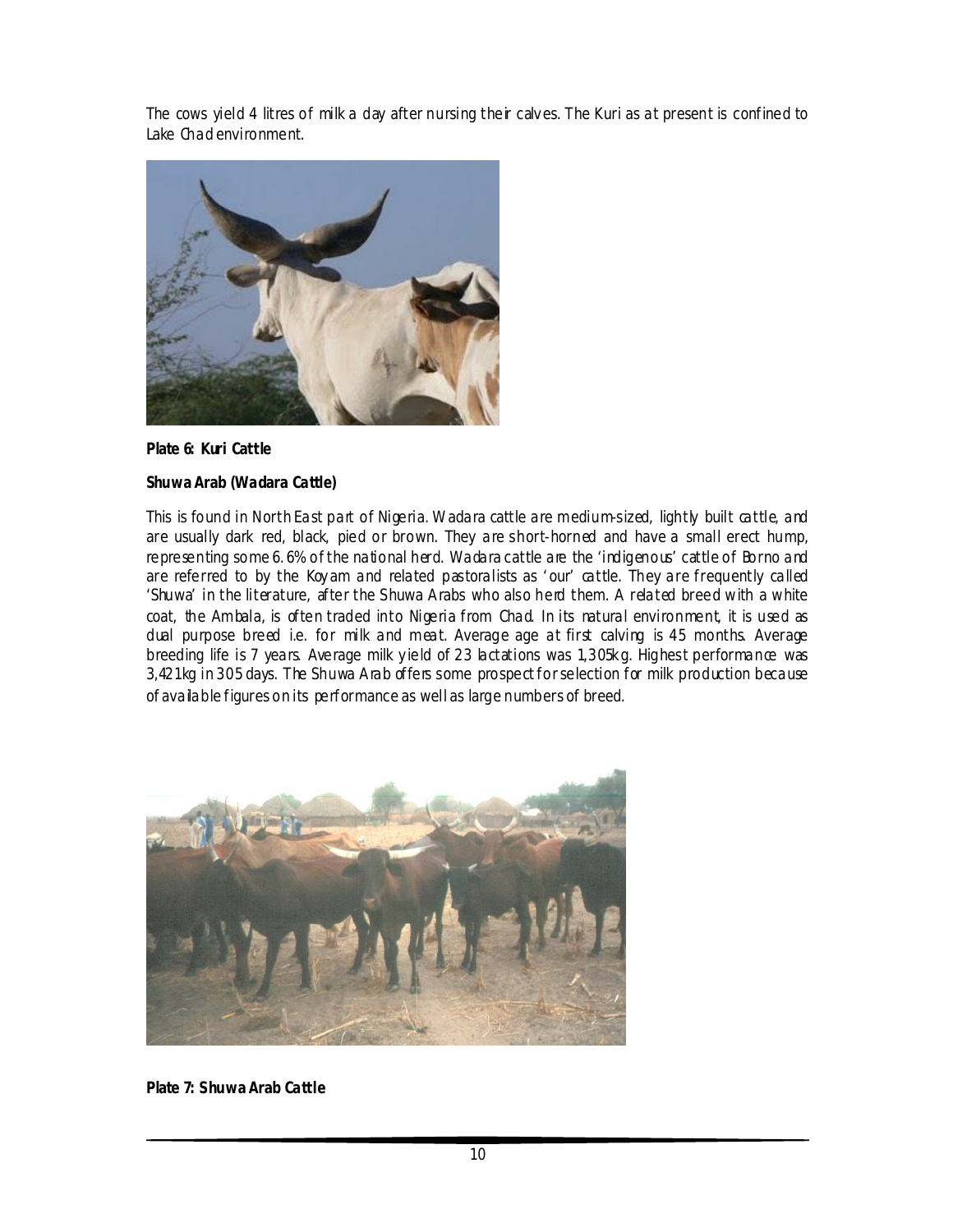The cows yield 4 litres of milk a day after nursing their calves. The Kuri as at present is confined to Lake Chad environment.

**Plate 6: Kuri Cattle**

**Shuwa Arab (Wadara Cattle)**

This is found in North East part of Nigeria. Wadara cattle are medium-sized, lightly built cattle, and are usually dark red, black, pied or brown. They are short-horned and have a small erect hump, representing some 6.6% of the national herd. Wadara cattle are the 'indigenous' cattle of Borno and are referred to by the Koyam and related pastoralists as 'our' cattle. They are frequently called 'Shuwa' in the literature, after the Shuwa Arabs who also herd them. A related breed with a white coat, the Ambala, is often traded into Nigeria from Chad. In its natural environment, it is used as dual purpose breed i.e. for milk and meat. Average age at first calving is 45 months. Average breeding life is 7 years. Average milk yield of 23 lactations was 1,305kg. Highest performance was 3,421kg in 305 days. The Shuwa Arab offers some prospect for selection for milk production because of available figures on its performance as well as large numbers of breed.

**Plate 7: Shuwa Arab Cattle**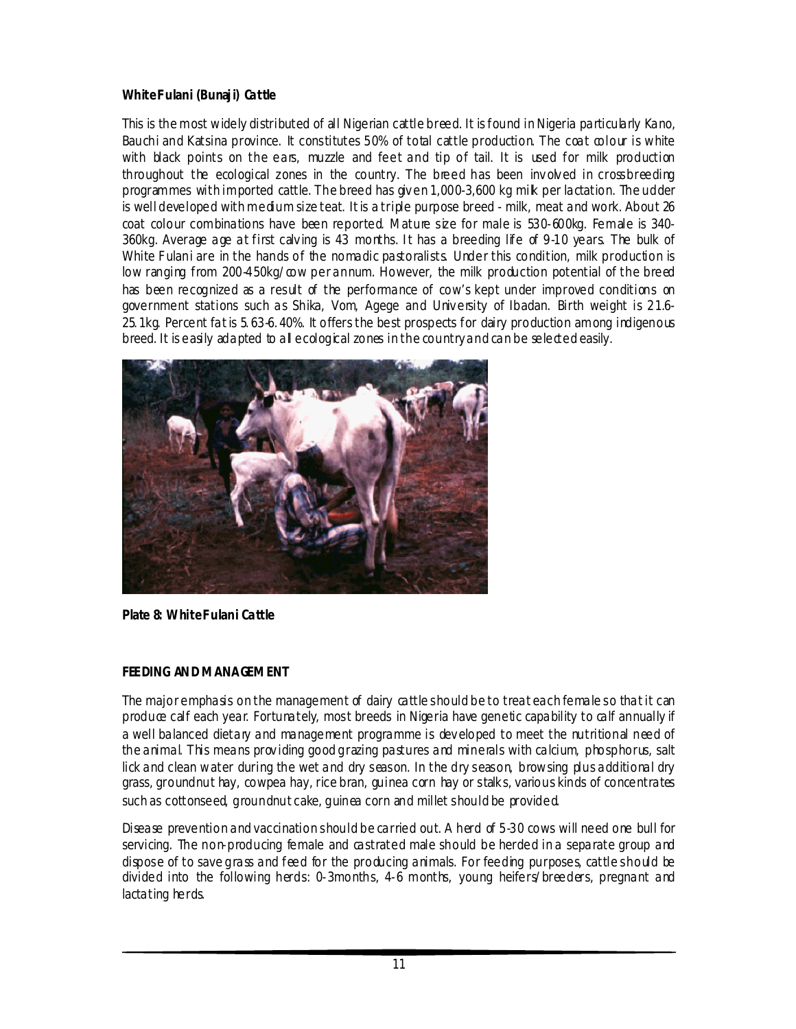**White Fulani (Bunaji) Cattle**

This is the most widely distributed of all Nigerian cattle breed. It is found in Nigeria particularly Kano, Bauchi and Katsina province. It constitutes 50% of total cattle production. The coat colour is white with black points on the ears, muzzle and feet and tip of tail. It is used for milk production throughout the ecological zones in the country. The breed has been involved in crossbreeding programmes with imported cattle. The breed has given 1,000-3,600 kg milk per lactation. The udder is well developed with medium size teat. It is a triple purpose breed - milk, meat and work. About 26 coat colour combinations have been reported. Mature size for male is 530-600kg. Female is 340-360kg. Average age at first calving is 43 months. It has a breeding life of 9-10 years. The bulk of White Fulani are in the hands of the nomadic pastoralists. Under this condition, milk production is low ranging from 200-450kg/cow per annum. However, the milk production potential of the breed has been recognized as a result of the performance of cow's kept under improved conditions on government stations such as Shika, Vom, Agege and University of Ibadan. Birth weight is 21.6-25.1kg. Percent fat is 5.63-6.40%. It offers the best prospects for dairy production among indigenous breed. It is easily adapted to all ecological zones in the country and can be selected easily.

**Plate 8: White Fulani Cattle**

**FEEDING AND MANAGEMENT**

The major emphasis on the management of dairy cattle should be to treat each female so that it can produce calf each year. Fortunately, most breeds in Nigeria have genetic capability to calf annually if a well balanced dietary and management programme is developed to meet the nutritional need of the animal. This means providing good grazing pastures and minerals with calcium, phosphorus, salt lick and clean water during the wet and dry season. In the dry season, browsing plus additional dry grass, groundnut hay, cowpea hay, rice bran, guinea corn hay or stalks, various kinds of concentrates such as cottonseed, groundnut cake, guinea corn and millet should be provided.

Disease prevention and vaccination should be carried out. A herd of 5-30 cows will need one bull for servicing. The non-producing female and castrated male should be herded in a separate group and dispose of to save grass and feed for the producing animals. For feeding purposes, cattle should be divided into the following herds: 0-3months, 4-6 months, young heifers/breeders, pregnant and lactating herds.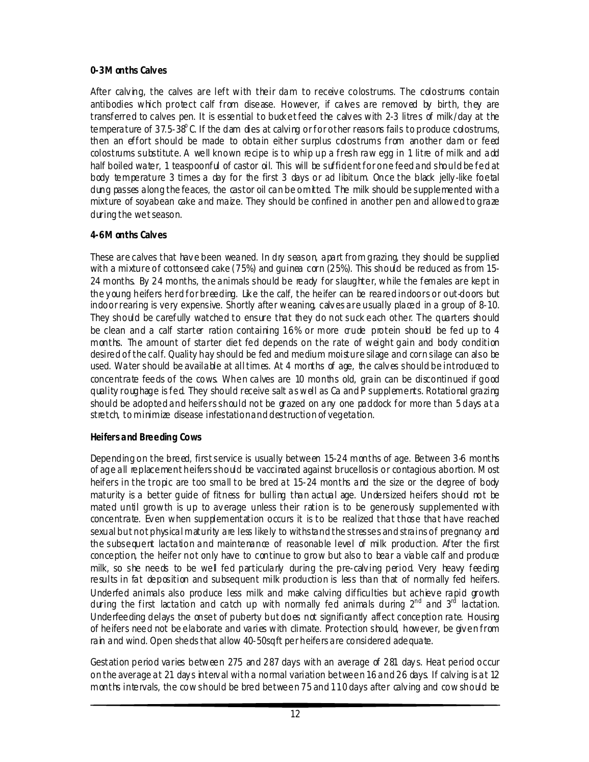**0-3 Months Calves**

After calving, the calves are left with their dam to receive colostrums. The colostrums contain antibodies which protect calf from disease. However, if calves are removed by birth, they are transferred to calves pen. It is essential to bucket feed the calves with 2-3 litres of milk/day at the temperature of 37.5-38°C. If the dam dies at calving or for other reasons fails to produce colostrums, then an effort should be made to obtain either surplus colostrums from another dam or feed colostrums substitute. A well known recipe is to whip up a fresh raw egg in 1 litre of milk and add half boiled water, 1 teaspoonful of castor oil. This will be sufficient for one feed and should be fed at body temperature 3 times a day for the first 3 days or ad libitum. Once the black jelly-like foetal dung passes along the feaces, the castor oil can be omitted. The milk should be supplemented with a mixture of soyabean cake and maize. They should be confined in another pen and allowed to graze during the wet season.

**4-6 Months Calves**

These are calves that have been weaned. In dry season, apart from grazing, they should be supplied with a mixture of cottonseed cake (75%) and guinea corn (25%). This should be reduced as from 15-24 months. By 24 months, the animals should be ready for slaughter, while the females are kept in the young heifers herd for breeding. Like the calf, the heifer can be reared indoors or out-doors but indoor rearing is very expensive. Shortly after weaning, calves are usually placed in a group of 8-10. They should be carefully watched to ensure that they do not suck each other. The quarters should be clean and a calf starter ration containing 16% or more crude protein should be fed up to 4 months. The amount of starter diet fed depends on the rate of weight gain and body condition desired of the calf. Quality hay should be fed and medium moisture silage and corn silage can also be used. Water should be available at all times. At 4 months of age, the calves should be introduced to concentrate feeds of the cows. When calves are 10 months old, grain can be discontinued if good quality roughage is fed. They should receive salt as well as Ca and P supplements. Rotational grazing should be adopted and heifers should not be grazed on any one paddock for more than 5 days at a stretch, to minimize disease infestation and destruction of vegetation.

**Heifers and Breeding Cows**

Depending on the breed, first service is usually between 15-24 months of age. Between 3-6 months of age all replacement heifers should be vaccinated against brucellosis or contagious abortion. Most heifers in the tropic are too small to be bred at 15-24 months and the size or the degree of body maturity is a better guide of fitness for bulling than actual age. Undersized heifers should not be mated until growth is up to average unless their ration is to be generously supplemented with concentrate. Even when supplementation occurs it is to be realized that those that have reached sexual but not physical maturity are less likely to withstand the stresses and strains of pregnancy and the subsequent lactation and maintenance of reasonable level of milk production. After the first conception, the heifer not only have to continue to grow but also to bear a viable calf and produce milk, so she needs to be well fed particularly during the pre-calving period. Very heavy feeding results in fat deposition and subsequent milk production is less than that of normally fed heifers. Underfed animals also produce less milk and make calving difficulties but achieve rapid growth during the first lactation and catch up with normally fed animals during 2nd and 3rd lactation. Underfeeding delays the onset of puberty but does not significantly affect conception rate. Housing of heifers need not be elaborate and varies with climate. Protection should, however, be given from rain and wind. Open sheds that allow 40-50sqft per heifers are considered adequate.

Gestation period varies between 275 and 287 days with an average of 281 days. Heat period occur on the average at 21 days interval with a normal variation between 16 and 26 days. If calving is at 12 months intervals, the cow should be bred between 75 and 110 days after calving and cow should be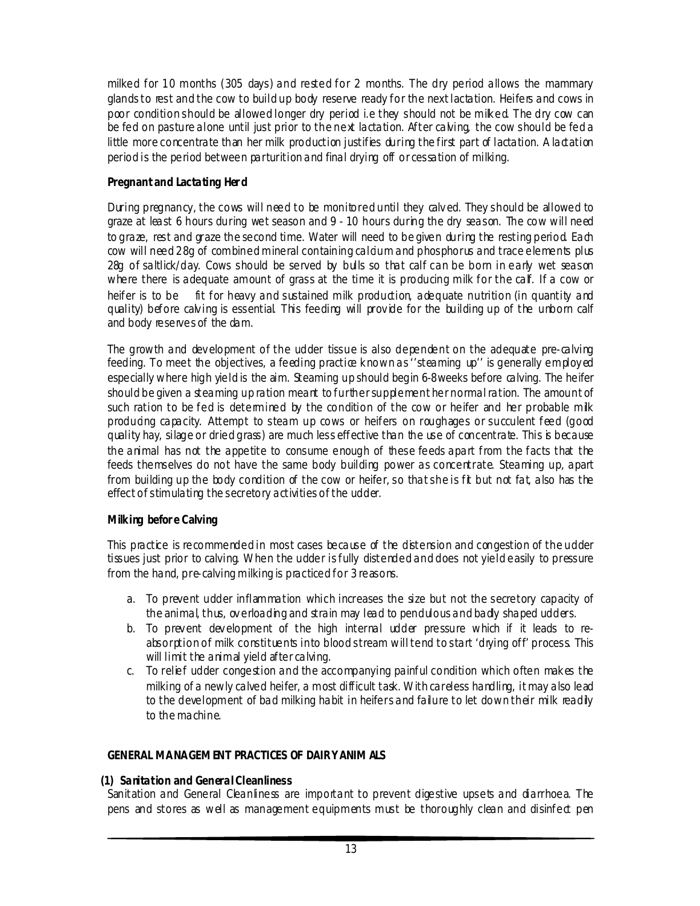milked for 10 months (305 days) and rested for 2 months. The dry period allows the mammary glands to rest and the cow to build up body reserve ready for the next lactation. Heifers and cows in poor condition should be allowed longer dry period i.e they should not be milked. The dry cow can be fed on pasture alone until just prior to the next lactation. After calving, the cow should be fed a little more concentrate than her milk production justifies during the first part of lactation. A lactation period is the period between parturition and final drying off or cessation of milking.

**Pregnant and Lactating Herd**

During pregnancy, the cows will need to be monitored until they calved. They should be allowed to graze at least 6 hours during wet season and 9 - 10 hours during the dry season. The cow will need to graze, rest and graze the second time. Water will need to be given during the resting period. Each cow will need 28g of combined mineral containing calcium and phosphorus and trace elements plus 28g of saltlick/day. Cows should be served by bulls so that calf can be born in early wet season where there is adequate amount of grass at the time it is producing milk for the calf. If a cow or heifer is to be fit for heavy and sustained milk production, adequate nutrition (in quantity and quality) before calving is essential. This feeding will provide for the building up of the unborn calf and body reserves of the dam.

The growth and development of the udder tissue is also dependent on the adequate pre-calving feeding. To meet the objectives, a feeding practice known as ''steaming up'' is generally employed especially where high yield is the aim. Steaming up should begin 6-8weeks before calving. The heifer should be given a steaming up ration meant to further supplement her normal ration. The amount of such ration to be fed is determined by the condition of the cow or heifer and her probable milk producing capacity. Attempt to steam up cows or heifers on roughages or succulent feed (good quality hay, silage or dried grass) are much less effective than the use of concentrate. This is because the animal has not the appetite to consume enough of these feeds apart from the facts that the feeds themselves do not have the same body building power as concentrate. Steaming up, apart from building up the body condition of the cow or heifer, so that she is fit but not fat, also has the effect of stimulating the secretory activities of the udder.

**Milking before Calving**

This practice is recommended in most cases because of the distension and congestion of the udder tissues just prior to calving. When the udder is fully distended and does not yield easily to pressure from the hand, pre-calving milking is practiced for 3 reasons.

a. To prevent udder inflammation which increases the size but not the secretory capacity of the animal, thus, overloading and strain may lead to pendulous and badly shaped udders.
b. To prevent development of the high internal udder pressure which if it leads to re-absorption of milk constituents into blood stream will tend to start 'drying off' process. This will limit the animal yield after calving.
c. To relief udder congestion and the accompanying painful condition which often makes the milking of a newly calved heifer, a most difficult task. With careless handling, it may also lead to the development of bad milking habit in heifers and failure to let down their milk readily to the machine.

## GENERAL MANAGEMENT PRACTICES OF DAIRY ANIMALS

**(1) Sanitation and General Cleanliness**

Sanitation and General Cleanliness are important to prevent digestive upsets and diarrhoea. The pens and stores as well as management equipments must be thoroughly clean and disinfect pen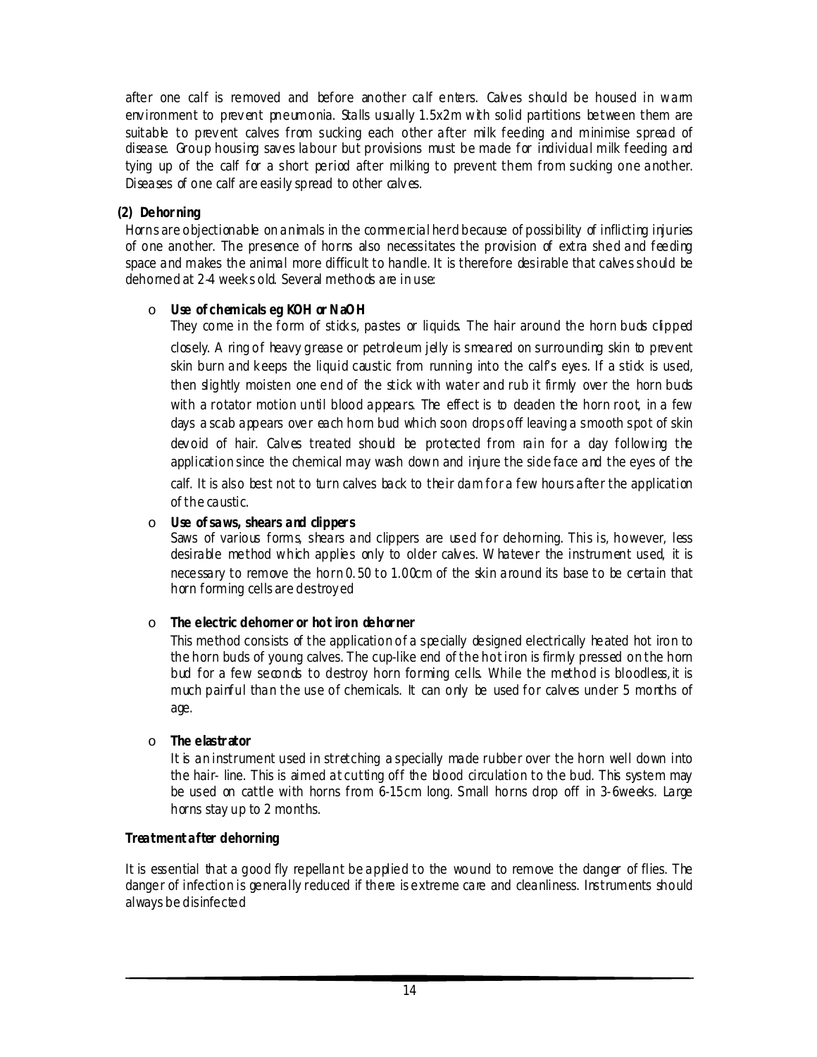after one calf is removed and before another calf enters. Calves should be housed in warm environment to prevent pneumonia. Stalls usually 1.5x2m with solid partitions between them are suitable to prevent calves from sucking each other after milk feeding and minimise spread of disease. Group housing saves labour but provisions must be made for individual milk feeding and tying up of the calf for a short period after milking to prevent them from sucking one another. Diseases of one calf are easily spread to other calves.

**(2) Dehorning**

Horns are objectionable on animals in the commercial herd because of possibility of inflicting injuries of one another. The presence of horns also necessitates the provision of extra shed and feeding space and makes the animal more difficult to handle. It is therefore desirable that calves should be dehorned at 2-4 weeks old. Several methods are in use:

- **Use of chemicals eg KOH or NaOH**

  They come in the form of sticks, pastes or liquids. The hair around the horn buds clipped closely. A ring of heavy grease or petroleum jelly is smeared on surrounding skin to prevent skin burn and keeps the liquid caustic from running into the calf's eyes. If a stick is used, then slightly moisten one end of the stick with water and rub it firmly over the horn buds with a rotator motion until blood appears. The effect is to deaden the horn root, in a few days a scab appears over each horn bud which soon drops off leaving a smooth spot of skin devoid of hair. Calves treated should be protected from rain for a day following the application since the chemical may wash down and injure the side face and the eyes of the calf. It is also best not to turn calves back to their dam for a few hours after the application of the caustic.

- **Use of saws, shears and clippers**

  Saws of various forms, shears and clippers are used for dehorning. This is, however, less desirable method which applies only to older calves. Whatever the instrument used, it is necessary to remove the horn 0.50 to 1.00cm of the skin around its base to be certain that horn forming cells are destroyed

- **The electric dehorner or hot iron dehorner**

  This method consists of the application of a specially designed electrically heated hot iron to the horn buds of young calves. The cup-like end of the hot iron is firmly pressed on the horn bud for a few seconds to destroy horn forming cells. While the method is bloodless, it is much painful than the use of chemicals. It can only be used for calves under 5 months of age.

- **The elastrator**

  It is an instrument used in stretching a specially made rubber over the horn well down into the hair- line. This is aimed at cutting off the blood circulation to the bud. This system may be used on cattle with horns from 6-15cm long. Small horns drop off in 3-6weeks. Large horns stay up to 2 months.

**Treatment after dehorning**

It is essential that a good fly repellant be applied to the wound to remove the danger of flies. The danger of infection is generally reduced if there is extreme care and cleanliness. Instruments should always be disinfected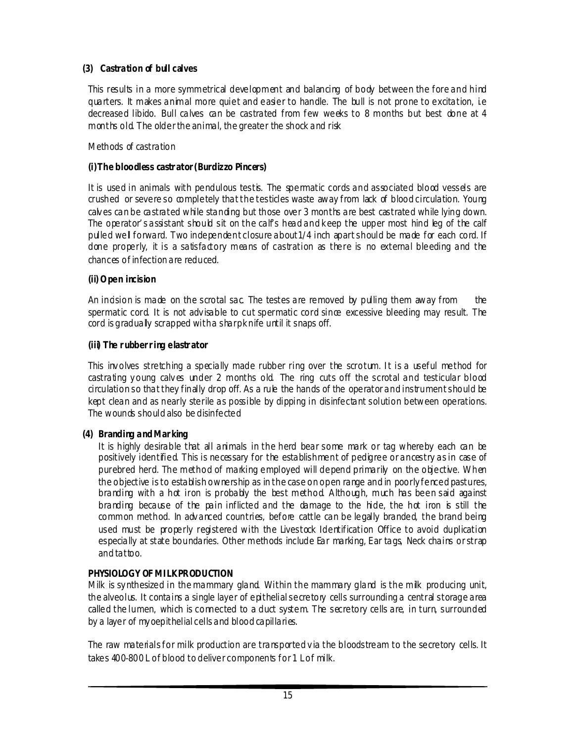### (3) Castration of bull calves

This results in a more symmetrical development and balancing of body between the fore and hind quarters. It makes animal more quiet and easier to handle. The bull is not prone to excitation, i.e decreased libido. Bull calves can be castrated from few weeks to 8 months but best done at 4 months old. The older the animal, the greater the shock and risk

Methods of castration

#### (i) The bloodless castrator (Burdizzo Pincers)

It is used in animals with pendulous testis. The spermatic cords and associated blood vessels are crushed or severe so completely that the testicles waste away from lack of blood circulation. Young calves can be castrated while standing but those over 3 months are best castrated while lying down. The operator's assistant should sit on the calf's head and keep the upper most hind leg of the calf pulled well forward. Two independent closure about 1/4 inch apart should be made for each cord. If done properly, it is a satisfactory means of castration as there is no external bleeding and the chances of infection are reduced.

#### (ii) Open incision

An incision is made on the scrotal sac. The testes are removed by pulling them away from the spermatic cord. It is not advisable to cut spermatic cord since excessive bleeding may result. The cord is gradually scrapped with a sharp knife until it snaps off.

#### (iii) The rubber ring elastrator

This involves stretching a specially made rubber ring over the scrotum. It is a useful method for castrating young calves under 2 months old. The ring cuts off the scrotal and testicular blood circulation so that they finally drop off. As a rule the hands of the operator and instrument should be kept clean and as nearly sterile as possible by dipping in disinfectant solution between operations. The wounds should also be disinfected

### (4) Branding and Marking

It is highly desirable that all animals in the herd bear some mark or tag whereby each can be positively identified. This is necessary for the establishment of pedigree or ancestry as in case of purebred herd. The method of marking employed will depend primarily on the objective. When the objective is to establish ownership as in the case on open range and in poorly fenced pastures, branding with a hot iron is probably the best method. Although, much has been said against branding because of the pain inflicted and the damage to the hide, the hot iron is still the common method. In advanced countries, before cattle can be legally branded, the brand being used must be properly registered with the Livestock Identification Office to avoid duplication especially at state boundaries. Other methods include Ear marking, Ear tags, Neck chains or strap and tattoo.

## PHYSIOLOGY OF MILK PRODUCTION

Milk is synthesized in the mammary gland. Within the mammary gland is the milk producing unit, the alveolus. It contains a single layer of epithelial secretory cells surrounding a central storage area called the lumen, which is connected to a duct system. The secretory cells are, in turn, surrounded by a layer of myoepithelial cells and blood capillaries.

The raw materials for milk production are transported via the bloodstream to the secretory cells. It takes 400-800 L of blood to deliver components for 1 L of milk.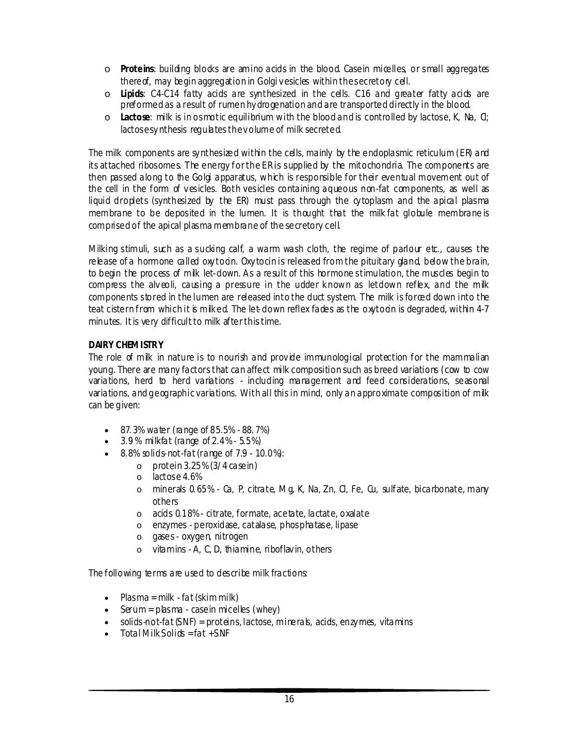- **Proteins**: building blocks are amino acids in the blood. Casein micelles, or small aggregates thereof, may begin aggregation in Golgi vesicles within the secretory cell.
  - **Lipids**: C4-C14 fatty acids are synthesized in the cells. C16 and greater fatty acids are preformed as a result of rumen hydrogenation and are transported directly in the blood.
  - **Lactose**: milk is in osmotic equilibrium with the blood and is controlled by lactose, K, Na, Cl; lactose synthesis regulates the volume of milk secreted.

The milk components are synthesized within the cells, mainly by the endoplasmic reticulum (ER) and its attached ribosomes. The energy for the ER is supplied by the mitochondria. The components are then passed along to the Golgi apparatus, which is responsible for their eventual movement out of the cell in the form of vesicles. Both vesicles containing aqueous non-fat components, as well as liquid droplets (synthesized by the ER) must pass through the cytoplasm and the apical plasma membrane to be deposited in the lumen. It is thought that the milk fat globule membrane is comprised of the apical plasma membrane of the secretory cell.

Milking stimuli, such as a sucking calf, a warm wash cloth, the regime of parlour etc., causes the release of a hormone called oxytocin. Oxytocin is released from the pituitary gland, below the brain, to begin the process of milk let-down. As a result of this hormone stimulation, the muscles begin to compress the alveoli, causing a pressure in the udder known as letdown reflex, and the milk components stored in the lumen are released into the duct system. The milk is forced down into the teat cistern from which it is milked. The let-down reflex fades as the oxytocin is degraded, within 4-7 minutes. It is very difficult to milk after this time.

**DAIRY CHEMISTRY**

The role of milk in nature is to nourish and provide immunological protection for the mammalian young. There are many factors that can affect milk composition such as breed variations (cow to cow variations, herd to herd variations - including management and feed considerations, seasonal variations, and geographic variations. With all this in mind, only an approximate composition of milk can be given:

- 87.3% water (range of 85.5% - 88.7%)
- 3.9 % milkfat (range of 2.4% - 5.5%)
- 8.8% solids-not-fat (range of 7.9 - 10.0%):
  - protein 3.25% (3/4 casein)
  - lactose 4.6%
  - minerals 0.65% - Ca, P, citrate, Mg, K, Na, Zn, Cl, Fe, Cu, sulfate, bicarbonate, many others
  - acids 0.18% - citrate, formate, acetate, lactate, oxalate
  - enzymes - peroxidase, catalase, phosphatase, lipase
  - gases - oxygen, nitrogen
  - vitamins - A, C, D, thiamine, riboflavin, others

The following terms are used to describe milk fractions:

- Plasma = milk - fat (skim milk)
- Serum = plasma - casein micelles (whey)
- solids-not-fat (SNF) = proteins, lactose, minerals, acids, enzymes, vitamins
- Total Milk Solids = fat + SNF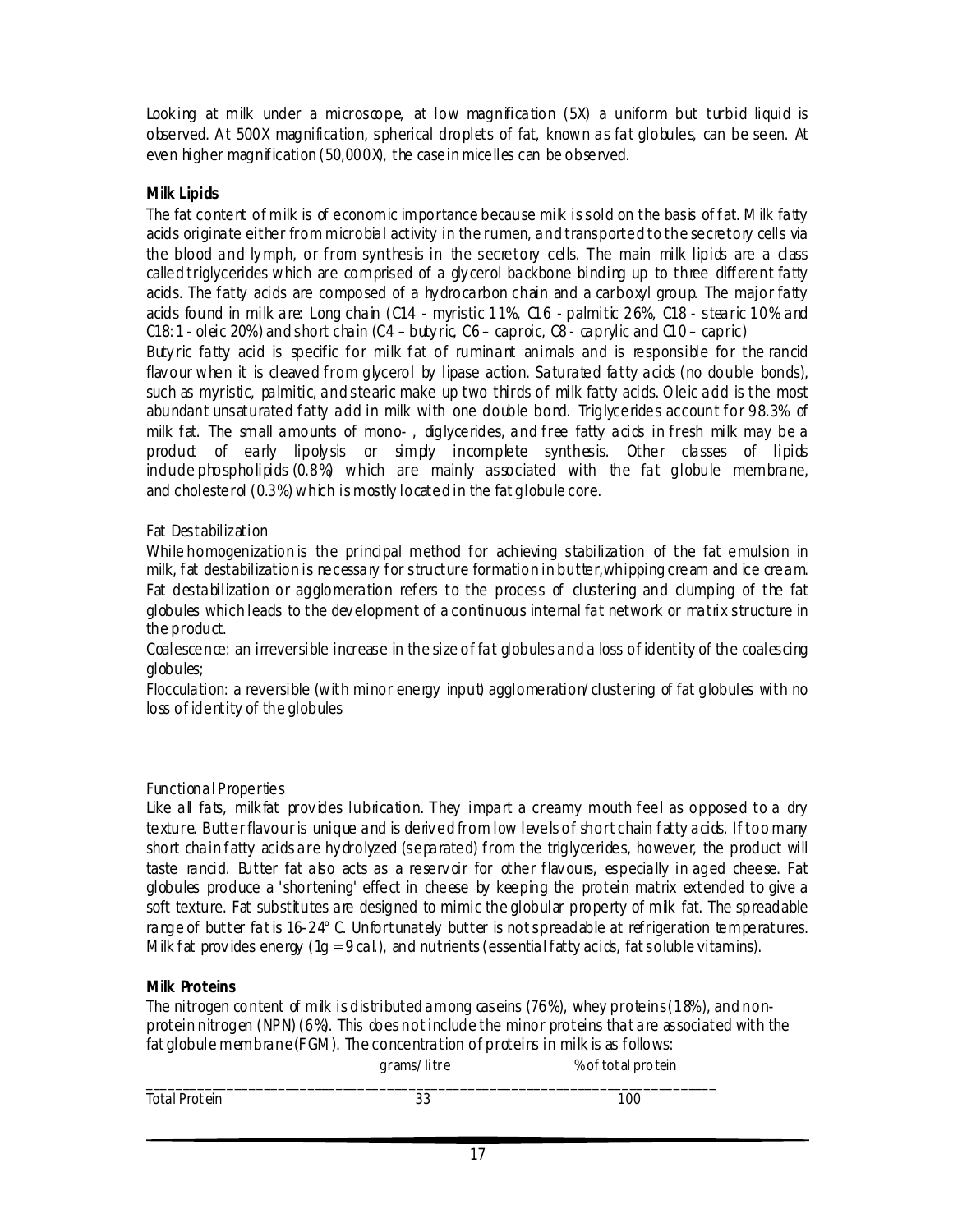Looking at milk under a microscope, at low magnification (5X) a uniform but turbid liquid is observed. At 500X magnification, spherical droplets of fat, known as fat globules, can be seen. At even higher magnification (50,000X), the casein micelles can be observed.

**Milk Lipids**

The fat content of milk is of economic importance because milk is sold on the basis of fat. Milk fatty acids originate either from microbial activity in the rumen, and transported to the secretory cells via the blood and lymph, or from synthesis in the secretory cells. The main milk lipids are a class called triglycerides which are comprised of a glycerol backbone binding up to three different fatty acids. The fatty acids are composed of a hydrocarbon chain and a carboxyl group. The major fatty acids found in milk are: Long chain (C14 - myristic 11%, C16 - palmitic 26%, C18 - stearic 10% and C18:1 - oleic 20%) and short chain (C4 – butyric, C6 – caproic, C8 - caprylic and C10 – capric)

Butyric fatty acid is specific for milk fat of ruminant animals and is responsible for the rancid flavour when it is cleaved from glycerol by lipase action. Saturated fatty acids (no double bonds), such as myristic, palmitic, and stearic make up two thirds of milk fatty acids. Oleic acid is the most abundant unsaturated fatty acid in milk with one double bond. Triglycerides account for 98.3% of milk fat. The small amounts of mono- , diglycerides, and free fatty acids in fresh milk may be a product of early lipolysis or simply incomplete synthesis. Other classes of lipids include phospholipids (0.8%) which are mainly associated with the fat globule membrane, and cholesterol (0.3%) which is mostly located in the fat globule core.

Fat Destabilization

While homogenization is the principal method for achieving stabilization of the fat emulsion in milk, fat destabilization is necessary for structure formation in butter, whipping cream and ice cream. Fat destabilization or agglomeration refers to the process of clustering and clumping of the fat globules which leads to the development of a continuous internal fat network or matrix structure in the product.

Coalescence: an irreversible increase in the size of fat globules and a loss of identity of the coalescing globules;

Flocculation: a reversible (with minor energy input) agglomeration/clustering of fat globules with no loss of identity of the globules

Functional Properties

Like all fats, milk fat provides lubrication. They impart a creamy mouth feel as opposed to a dry texture. Butter flavour is unique and is derived from low levels of short chain fatty acids. If too many short chain fatty acids are hydrolyzed (separated) from the triglycerides, however, the product will taste rancid. Butter fat also acts as a reservoir for other flavours, especially in aged cheese. Fat globules produce a 'shortening' effect in cheese by keeping the protein matrix extended to give a soft texture. Fat substitutes are designed to mimic the globular property of milk fat. The spreadable range of butter fat is 16-24° C. Unfortunately butter is not spreadable at refrigeration temperatures. Milk fat provides energy (1g = 9 cal.), and nutrients (essential fatty acids, fat soluble vitamins).

**Milk Proteins**

The nitrogen content of milk is distributed among caseins (76%), whey proteins (18%), and non-protein nitrogen (NPN) (6%). This does not include the minor proteins that are associated with the fat globule membrane (FGM). The concentration of proteins in milk is as follows:

| | grams/litre | % of total protein |
|---|---|---|
| Total Protein | 33 | 100 |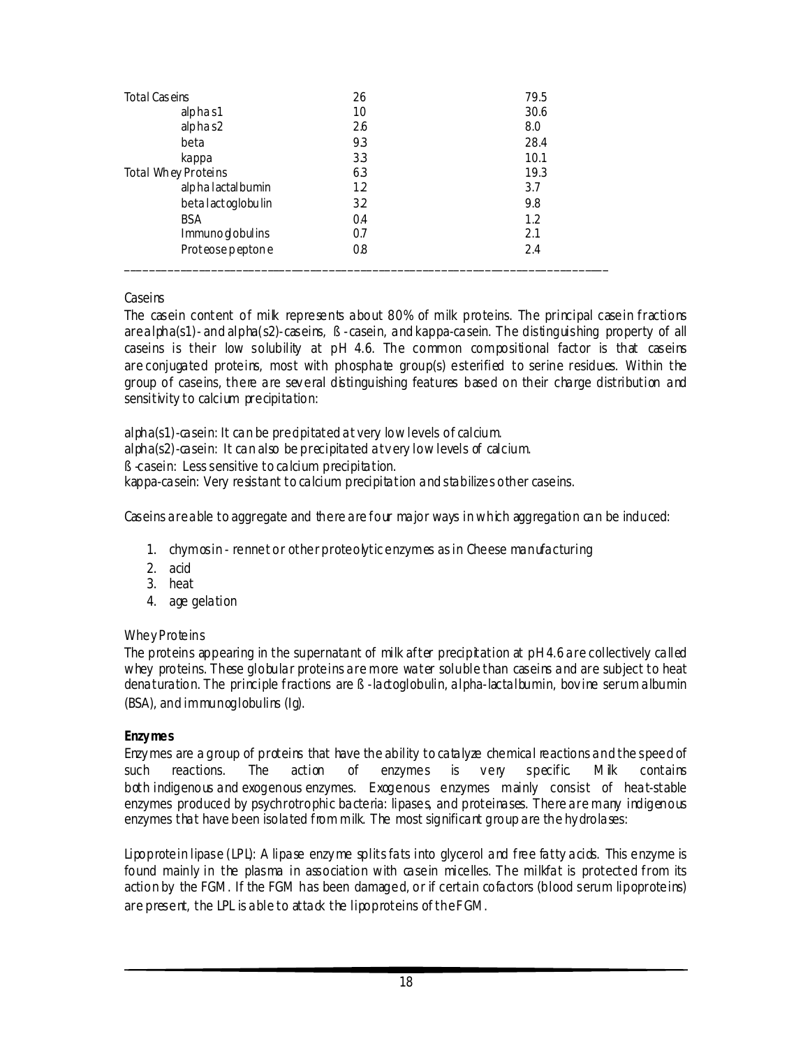| | | |
|---|---|---|
| Total Caseins | 26 | 79.5 |
| alpha s1 | 10 | 30.6 |
| alpha s2 | 2.6 | 8.0 |
| beta | 9.3 | 28.4 |
| kappa | 3.3 | 10.1 |
| Total Whey Proteins | 6.3 | 19.3 |
| alpha lactalbumin | 1.2 | 3.7 |
| beta lactoglobulin | 3.2 | 9.8 |
| BSA | 0.4 | 1.2 |
| Immunoglobulins | 0.7 | 2.1 |
| Proteose peptone | 0.8 | 2.4 |

Caseins

The casein content of milk represents about 80% of milk proteins. The principal casein fractions are alpha(s1)- and alpha(s2)-caseins, ß-casein, and kappa-casein. The distinguishing property of all caseins is their low solubility at pH 4.6. The common compositional factor is that caseins are conjugated proteins, most with phosphate group(s) esterified to serine residues. Within the group of caseins, there are several distinguishing features based on their charge distribution and sensitivity to calcium precipitation:

alpha(s1)-casein: It can be precipitated at very low levels of calcium.
alpha(s2)-casein: It can also be precipitated at very low levels of calcium.
ß-casein: Less sensitive to calcium precipitation.
kappa-casein: Very resistant to calcium precipitation and stabilizes other caseins.

Caseins are able to aggregate and there are four major ways in which aggregation can be induced:

1. chymosin - rennet or other proteolytic enzymes as in Cheese manufacturing
2. acid
3. heat
4. age gelation

Whey Proteins

The proteins appearing in the supernatant of milk after precipitation at pH 4.6 are collectively called whey proteins. These globular proteins are more water soluble than caseins and are subject to heat denaturation. The principle fractions are ß-lactoglobulin, alpha-lactalbumin, bovine serum albumin (BSA), and immunoglobulins (Ig).

**Enzymes**

Enzymes are a group of proteins that have the ability to catalyze chemical reactions and the speed of such reactions. The action of enzymes is very specific. Milk contains both indigenous and exogenous enzymes. Exogenous enzymes mainly consist of heat-stable enzymes produced by psychrotrophic bacteria: lipases, and proteinases. There are many indigenous enzymes that have been isolated from milk. The most significant group are the hydrolases:

Lipoprotein lipase (LPL): A lipase enzyme splits fats into glycerol and free fatty acids. This enzyme is found mainly in the plasma in association with casein micelles. The milkfat is protected from its action by the FGM. If the FGM has been damaged, or if certain cofactors (blood serum lipoproteins) are present, the LPL is able to attack the lipoproteins of the FGM.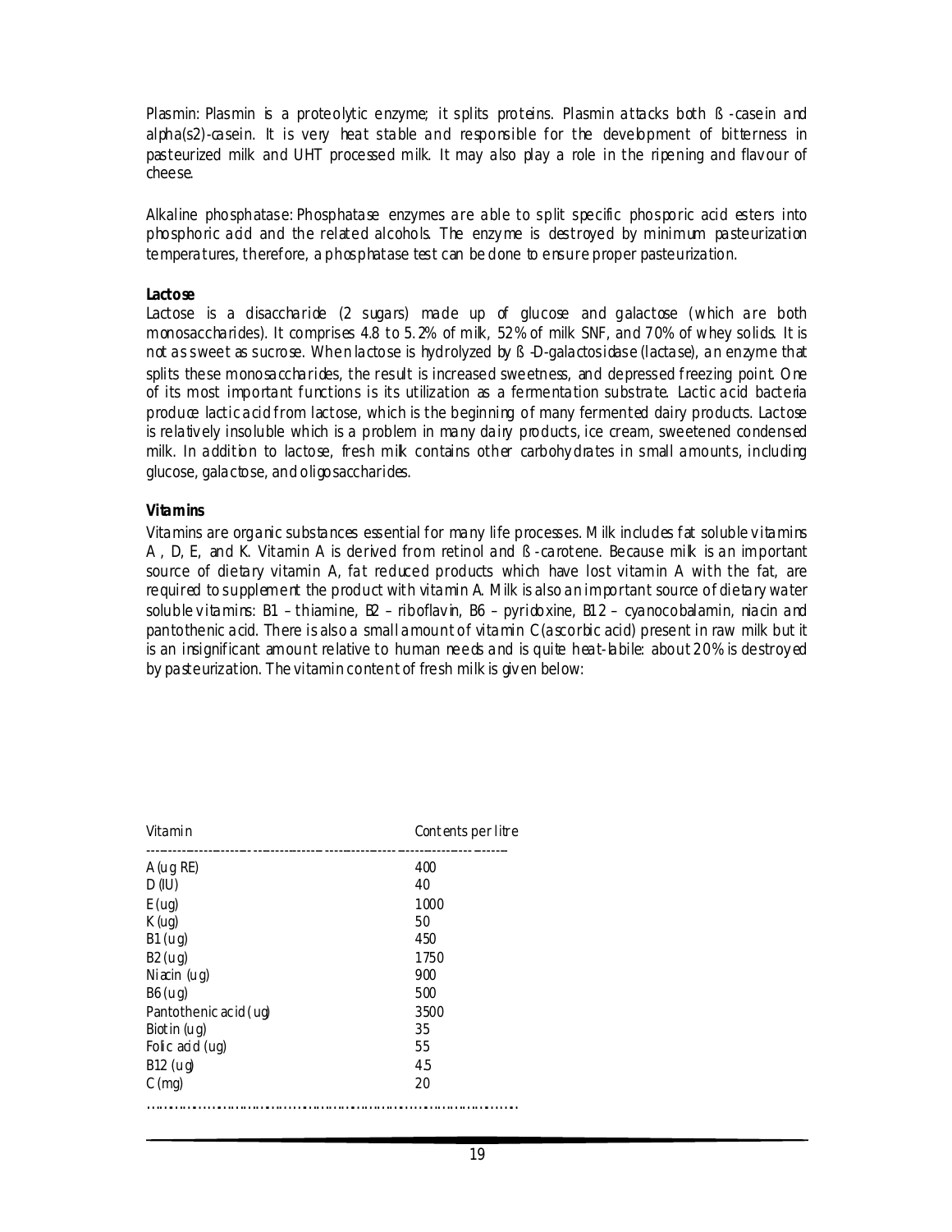Plasmin: Plasmin is a proteolytic enzyme; it splits proteins. Plasmin attacks both ß-casein and alpha(s2)-casein. It is very heat stable and responsible for the development of bitterness in pasteurized milk and UHT processed milk. It may also play a role in the ripening and flavour of cheese.

Alkaline phosphatase: Phosphatase enzymes are able to split specific phosporic acid esters into phosphoric acid and the related alcohols. The enzyme is destroyed by minimum pasteurization temperatures, therefore, a phosphatase test can be done to ensure proper pasteurization.

**Lactose**

Lactose is a disaccharide (2 sugars) made up of glucose and galactose (which are both monosaccharides). It comprises 4.8 to 5.2% of milk, 52% of milk SNF, and 70% of whey solids. It is not as sweet as sucrose. When lactose is hydrolyzed by ß-D-galactosidase (lactase), an enzyme that splits these monosaccharides, the result is increased sweetness, and depressed freezing point. One of its most important functions is its utilization as a fermentation substrate. Lactic acid bacteria produce lactic acid from lactose, which is the beginning of many fermented dairy products. Lactose is relatively insoluble which is a problem in many dairy products, ice cream, sweetened condensed milk. In addition to lactose, fresh milk contains other carbohydrates in small amounts, including glucose, galactose, and oligosaccharides.

**Vitamins**

Vitamins are organic substances essential for many life processes. Milk includes fat soluble vitamins A, D, E, and K. Vitamin A is derived from retinol and ß-carotene. Because milk is an important source of dietary vitamin A, fat reduced products which have lost vitamin A with the fat, are required to supplement the product with vitamin A. Milk is also an important source of dietary water soluble vitamins: B1 – thiamine, B2 – riboflavin, B6 – pyridoxine, B12 – cyanocobalamin, niacin and pantothenic acid. There is also a small amount of vitamin C (ascorbic acid) present in raw milk but it is an insignificant amount relative to human needs and is quite heat-labile: about 20% is destroyed by pasteurization. The vitamin content of fresh milk is given below:

| Vitamin | Contents per litre |
|---|---|
| A (ug RE) | 400 |
| D (IU) | 40 |
| E (ug) | 1000 |
| K (ug) | 50 |
| B1 (ug) | 450 |
| B2 (ug) | 1750 |
| Niacin (ug) | 900 |
| B6 (ug) | 500 |
| Pantothenic acid (ug) | 3500 |
| Biotin (ug) | 35 |
| Folic acid (ug) | 55 |
| B12 (ug) | 4.5 |
| C (mg) | 20 |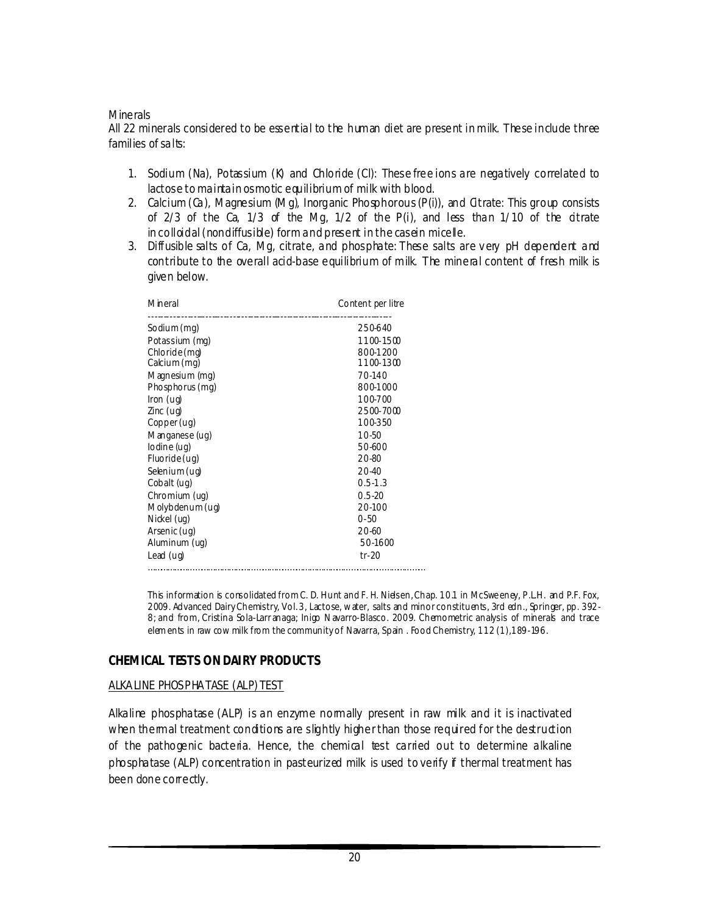Minerals

All 22 minerals considered to be essential to the human diet are present in milk. These include three families of salts:

1. Sodium (Na), Potassium (K) and Chloride (Cl): These free ions are negatively correlated to lactose to maintain osmotic equilibrium of milk with blood.
2. Calcium (Ca), Magnesium (Mg), Inorganic Phosphorous (P(i)), and Citrate: This group consists of 2/3 of the Ca, 1/3 of the Mg, 1/2 of the P(i), and less than 1/10 of the citrate in colloidal (nondiffusible) form and present in the casein micelle.
3. Diffusible salts of Ca, Mg, citrate, and phosphate: These salts are very pH dependent and contribute to the overall acid-base equilibrium of milk. The mineral content of fresh milk is given below.

| Mineral | Content per litre |
|---|---|
| Sodium (mg) | 250-640 |
| Potassium (mg) | 1100-1500 |
| Chloride (mg) | 800-1200 |
| Calcium (mg) | 1100-1300 |
| Magnesium (mg) | 70-140 |
| Phosphorus (mg) | 800-1000 |
| Iron (ug) | 100-700 |
| Zinc (ug) | 2500-7000 |
| Copper (ug) | 100-350 |
| Manganese (ug) | 10-50 |
| Iodine (ug) | 50-600 |
| Fluoride (ug) | 20-80 |
| Selenium (ug) | 20-40 |
| Cobalt (ug) | 0.5-1.3 |
| Chromium (ug) | 0.5-20 |
| Molybdenum (ug) | 20-100 |
| Nickel (ug) | 0-50 |
| Arsenic (ug) | 20-60 |
| Aluminum (ug) | 50-1600 |
| Lead (ug) | tr-20 |

This information is consolidated from C. D. Hunt and F. H. Nielsen, Chap. 10.1 in McSweeney, P.L.H. and P.F. Fox, 2009. Advanced Dairy Chemistry, Vol. 3, Lactose, water, salts and minor constituents, 3rd edn., Springer, pp. 392-8; and from, Cristina Sola-Larranaga; Inigo Navarro-Blasco. 2009. Chemometric analysis of minerals and trace elements in raw cow milk from the community of Navarra, Spain . Food Chemistry, 112 (1), 189-196.

## CHEMICAL TESTS ON DAIRY PRODUCTS

### ALKALINE PHOSPHATASE (ALP) TEST

Alkaline phosphatase (ALP) is an enzyme normally present in raw milk and it is inactivated when thermal treatment conditions are slightly higher than those required for the destruction of the pathogenic bacteria. Hence, the chemical test carried out to determine alkaline phosphatase (ALP) concentration in pasteurized milk is used to verify if thermal treatment has been done correctly.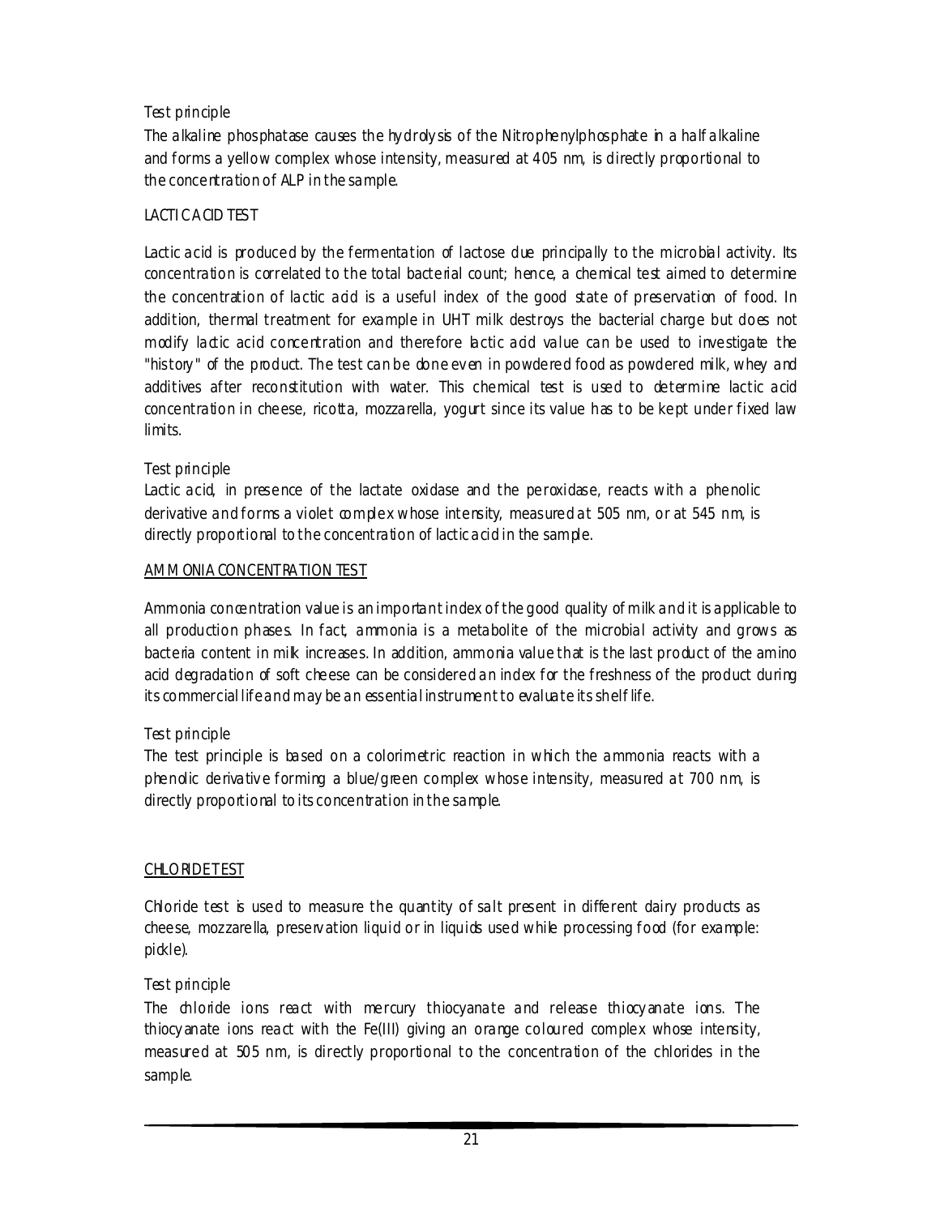Test principle

The alkaline phosphatase causes the hydrolysis of the Nitrophenylphosphate in a half alkaline and forms a yellow complex whose intensity, measured at 405 nm, is directly proportional to the concentration of ALP in the sample.

LACTIC ACID TEST

Lactic acid is produced by the fermentation of lactose due principally to the microbial activity. Its concentration is correlated to the total bacterial count; hence, a chemical test aimed to determine the concentration of lactic acid is a useful index of the good state of preservation of food. In addition, thermal treatment for example in UHT milk destroys the bacterial charge but does not modify lactic acid concentration and therefore lactic acid value can be used to investigate the "history" of the product. The test can be done even in powdered food as powdered milk, whey and additives after reconstitution with water. This chemical test is used to determine lactic acid concentration in cheese, ricotta, mozzarella, yogurt since its value has to be kept under fixed law limits.

Test principle

Lactic acid, in presence of the lactate oxidase and the peroxidase, reacts with a phenolic derivative and forms a violet complex whose intensity, measured at 505 nm, or at 545 nm, is directly proportional to the concentration of lactic acid in the sample.

AMMONIA CONCENTRATION TEST

Ammonia concentration value is an important index of the good quality of milk and it is applicable to all production phases. In fact, ammonia is a metabolite of the microbial activity and grows as bacteria content in milk increases. In addition, ammonia value that is the last product of the amino acid degradation of soft cheese can be considered an index for the freshness of the product during its commercial life and may be an essential instrument to evaluate its shelf life.

Test principle

The test principle is based on a colorimetric reaction in which the ammonia reacts with a phenolic derivative forming a blue/green complex whose intensity, measured at 700 nm, is directly proportional to its concentration in the sample.

CHLORIDE TEST

Chloride test is used to measure the quantity of salt present in different dairy products as cheese, mozzarella, preservation liquid or in liquids used while processing food (for example: pickle).

Test principle

The chloride ions react with mercury thiocyanate and release thiocyanate ions. The thiocyanate ions react with the Fe(III) giving an orange coloured complex whose intensity, measured at 505 nm, is directly proportional to the concentration of the chlorides in the sample.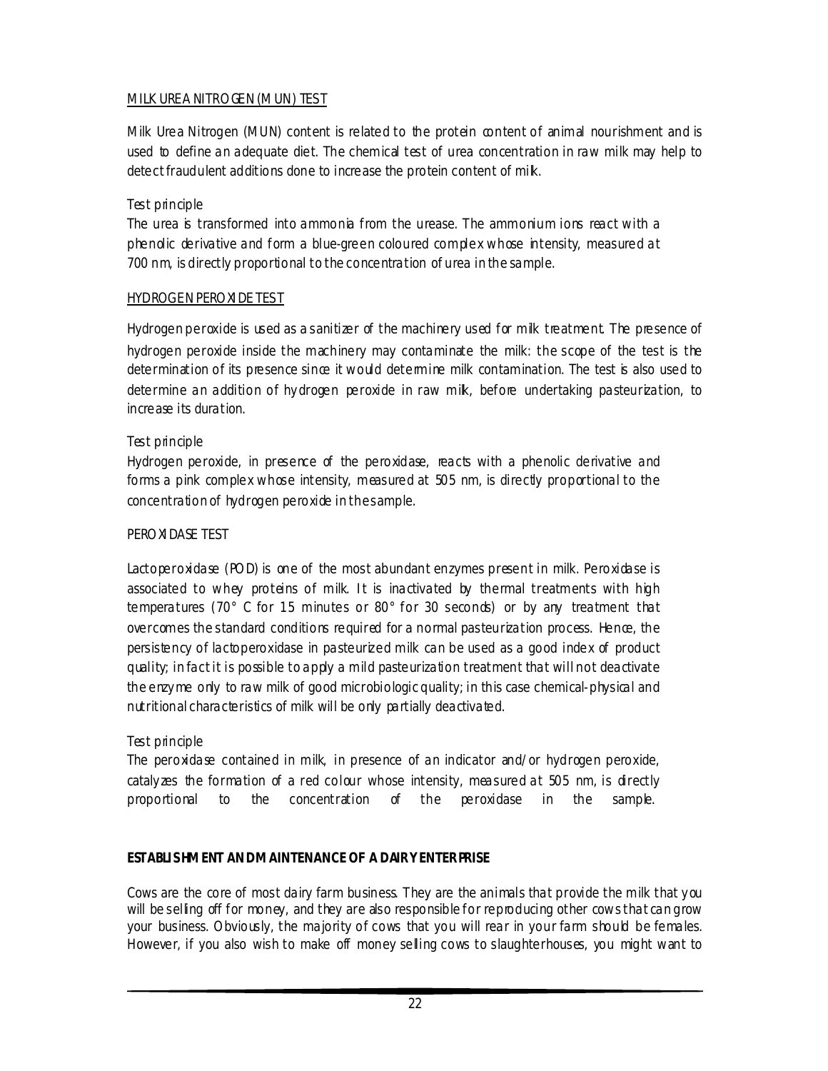MILK UREA NITROGEN (MUN) TEST

Milk Urea Nitrogen (MUN) content is related to the protein content of animal nourishment and is used to define an adequate diet. The chemical test of urea concentration in raw milk may help to detect fraudulent additions done to increase the protein content of milk.

Test principle

The urea is transformed into ammonia from the urease. The ammonium ions react with a phenolic derivative and form a blue-green coloured complex whose intensity, measured at 700 nm, is directly proportional to the concentration of urea in the sample.

HYDROGEN PEROXIDE TEST

Hydrogen peroxide is used as a sanitizer of the machinery used for milk treatment. The presence of hydrogen peroxide inside the machinery may contaminate the milk: the scope of the test is the determination of its presence since it would determine milk contamination. The test is also used to determine an addition of hydrogen peroxide in raw milk, before undertaking pasteurization, to increase its duration.

Test principle

Hydrogen peroxide, in presence of the peroxidase, reacts with a phenolic derivative and forms a pink complex whose intensity, measured at 505 nm, is directly proportional to the concentration of hydrogen peroxide in the sample.

PEROXIDASE TEST

Lactoperoxidase (POD) is one of the most abundant enzymes present in milk. Peroxidase is associated to whey proteins of milk. It is inactivated by thermal treatments with high temperatures (70° C for 15 minutes or 80° for 30 seconds) or by any treatment that overcomes the standard conditions required for a normal pasteurization process. Hence, the persistency of lactoperoxidase in pasteurized milk can be used as a good index of product quality; in fact it is possible to apply a mild pasteurization treatment that will not deactivate the enzyme only to raw milk of good microbiologic quality; in this case chemical-physical and nutritional characteristics of milk will be only partially deactivated.

Test principle

The peroxidase contained in milk, in presence of an indicator and/or hydrogen peroxide, catalyzes the formation of a red colour whose intensity, measured at 505 nm, is directly proportional to the concentration of the peroxidase in the sample.

**ESTABLISHMENT AND MAINTENANCE OF A DAIRY ENTERPRISE**

Cows are the core of most dairy farm business. They are the animals that provide the milk that you will be selling off for money, and they are also responsible for reproducing other cows that can grow your business. Obviously, the majority of cows that you will rear in your farm should be females. However, if you also wish to make off money selling cows to slaughterhouses, you might want to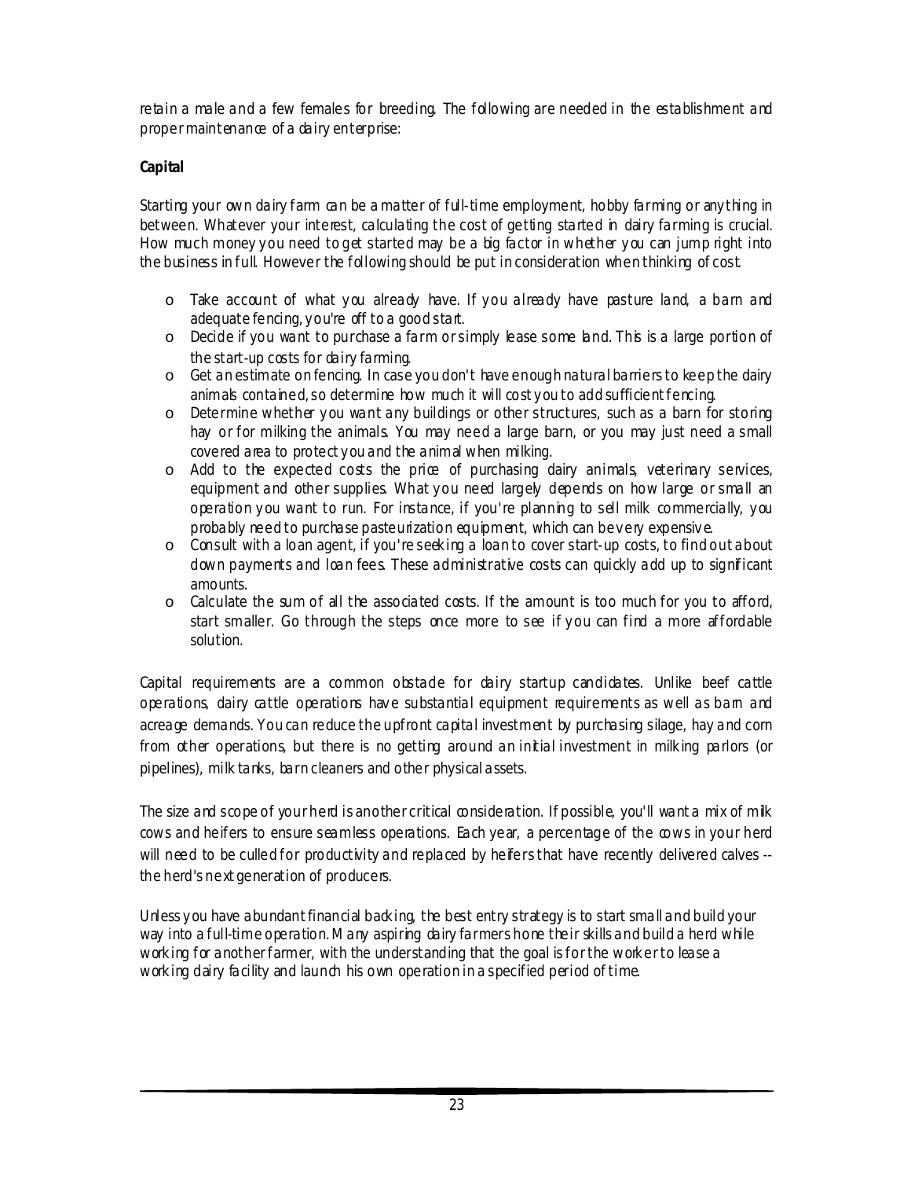retain a male and a few females for breeding. The following are needed in the establishment and proper maintenance of a dairy enterprise:

**Capital**

Starting your own dairy farm can be a matter of full-time employment, hobby farming or anything in between. Whatever your interest, calculating the cost of getting started in dairy farming is crucial. How much money you need to get started may be a big factor in whether you can jump right into the business in full. However the following should be put in consideration when thinking of cost.

- Take account of what you already have. If you already have pasture land, a barn and adequate fencing, you're off to a good start.
- Decide if you want to purchase a farm or simply lease some land. This is a large portion of the start-up costs for dairy farming.
- Get an estimate on fencing. In case you don't have enough natural barriers to keep the dairy animals contained, so determine how much it will cost you to add sufficient fencing.
- Determine whether you want any buildings or other structures, such as a barn for storing hay or for milking the animals. You may need a large barn, or you may just need a small covered area to protect you and the animal when milking.
- Add to the expected costs the price of purchasing dairy animals, veterinary services, equipment and other supplies. What you need largely depends on how large or small an operation you want to run. For instance, if you're planning to sell milk commercially, you probably need to purchase pasteurization equipment, which can be very expensive.
- Consult with a loan agent, if you're seeking a loan to cover start-up costs, to find out about down payments and loan fees. These administrative costs can quickly add up to significant amounts.
- Calculate the sum of all the associated costs. If the amount is too much for you to afford, start smaller. Go through the steps once more to see if you can find a more affordable solution.

Capital requirements are a common obstacle for dairy startup candidates. Unlike beef cattle operations, dairy cattle operations have substantial equipment requirements as well as barn and acreage demands. You can reduce the upfront capital investment by purchasing silage, hay and corn from other operations, but there is no getting around an initial investment in milking parlors (or pipelines), milk tanks, barn cleaners and other physical assets.

The size and scope of your herd is another critical consideration. If possible, you'll want a mix of milk cows and heifers to ensure seamless operations. Each year, a percentage of the cows in your herd will need to be culled for productivity and replaced by heifers that have recently delivered calves -- the herd's next generation of producers.

Unless you have abundant financial backing, the best entry strategy is to start small and build your way into a full-time operation. Many aspiring dairy farmers hone their skills and build a herd while working for another farmer, with the understanding that the goal is for the worker to lease a working dairy facility and launch his own operation in a specified period of time.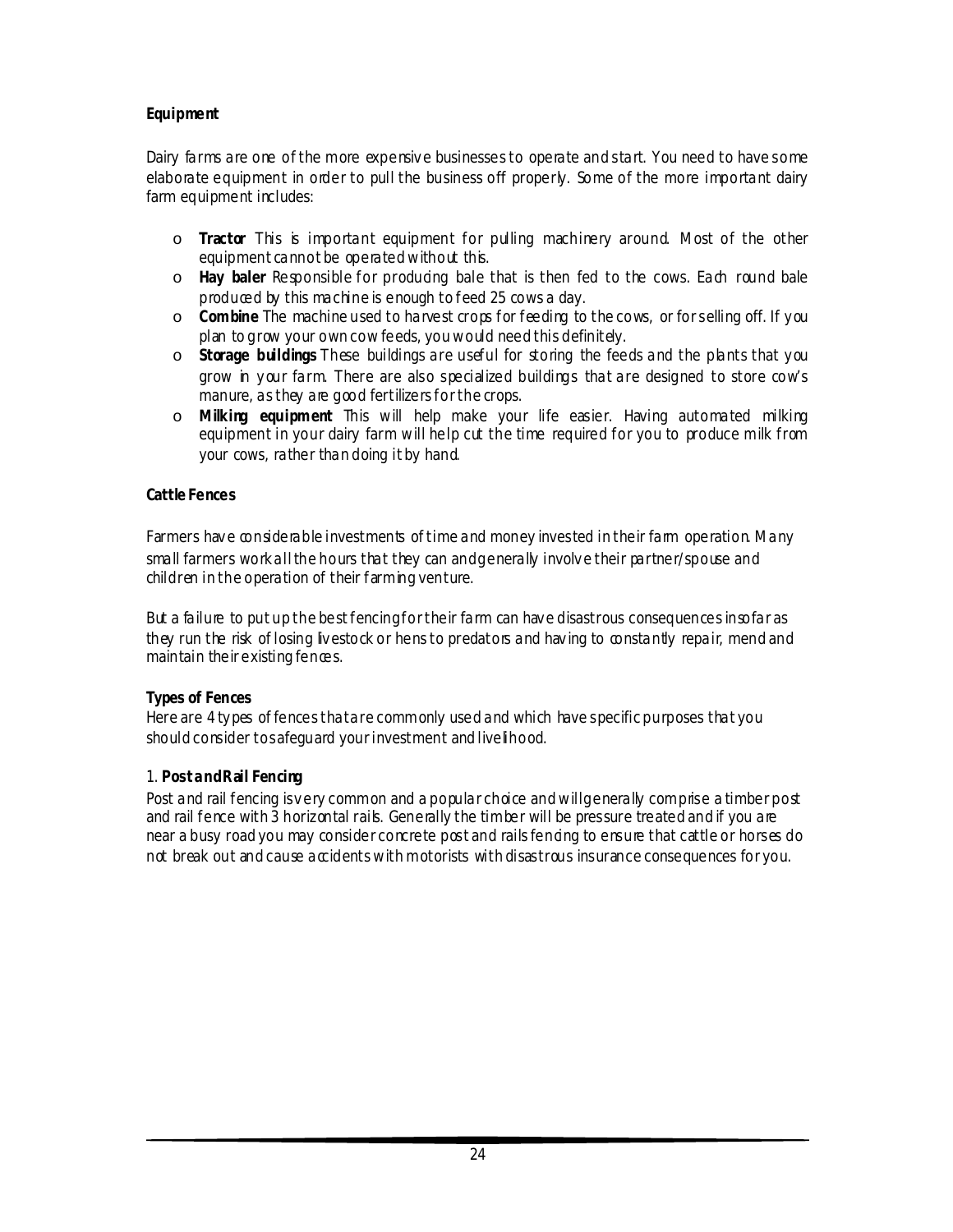**Equipment**

Dairy farms are one of the more expensive businesses to operate and start. You need to have some elaborate equipment in order to pull the business off properly. Some of the more important dairy farm equipment includes:

- **Tractor** This is important equipment for pulling machinery around. Most of the other equipment cannot be operated without this.
- **Hay baler** Responsible for producing bale that is then fed to the cows. Each round bale produced by this machine is enough to feed 25 cows a day.
- **Combine** The machine used to harvest crops for feeding to the cows, or for selling off. If you plan to grow your own cow feeds, you would need this definitely.
- **Storage buildings** These buildings are useful for storing the feeds and the plants that you grow in your farm. There are also specialized buildings that are designed to store cow's manure, as they are good fertilizers for the crops.
- **Milking equipment** This will help make your life easier. Having automated milking equipment in your dairy farm will help cut the time required for you to produce milk from your cows, rather than doing it by hand.

**Cattle Fences**

Farmers have considerable investments of time and money invested in their farm operation. Many small farmers work all the hours that they can and generally involve their partner/spouse and children in the operation of their farming venture.

But a failure to put up the best fencing for their farm can have disastrous consequences insofar as they run the risk of losing livestock or hens to predators and having to constantly repair, mend and maintain their existing fences.

**Types of Fences**

Here are 4 types of fences that are commonly used and which have specific purposes that you should consider to safeguard your investment and livelihood.

1. **Post and Rail Fencing**

Post and rail fencing is very common and a popular choice and will generally comprise a timber post and rail fence with 3 horizontal rails. Generally the timber will be pressure treated and if you are near a busy road you may consider concrete post and rails fencing to ensure that cattle or horses do not break out and cause accidents with motorists with disastrous insurance consequences for you.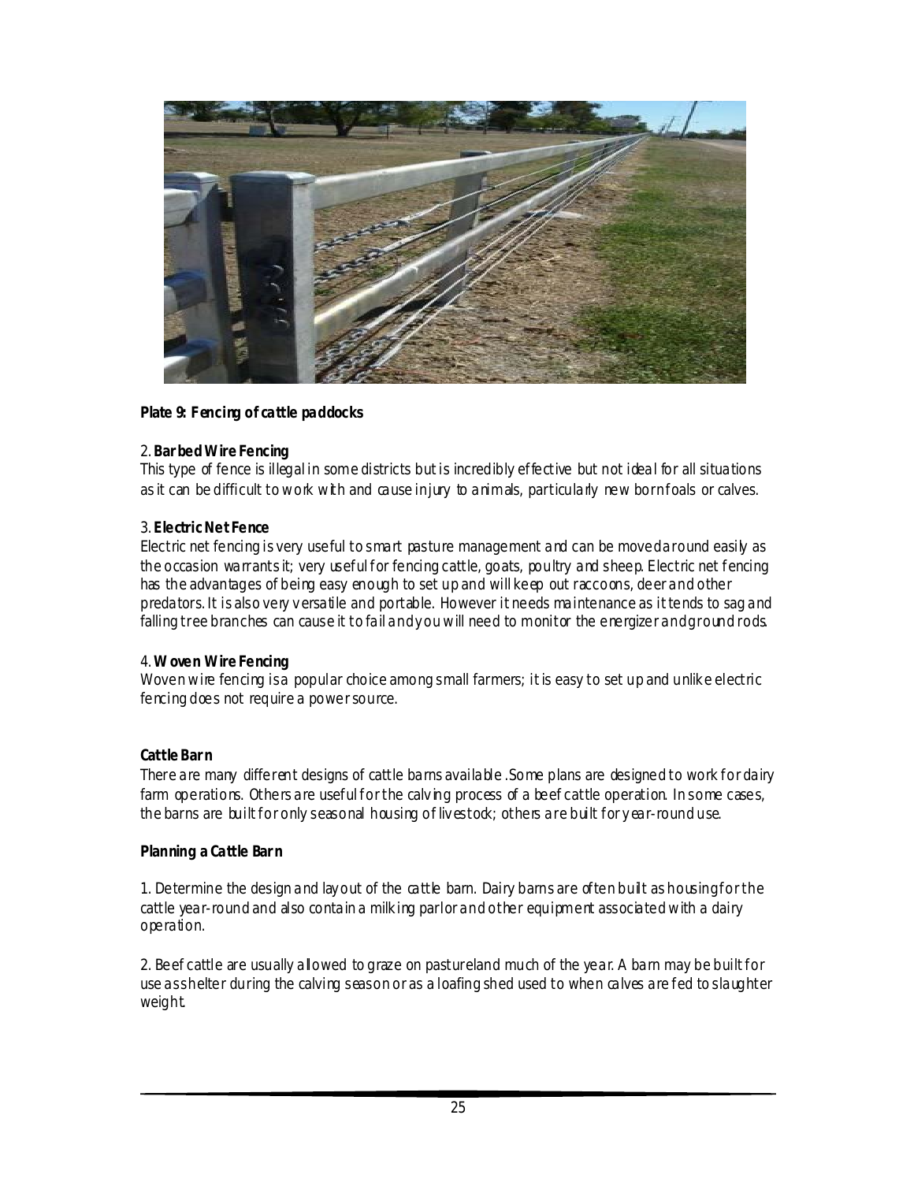**Plate 9: Fencing of cattle paddocks**

2. **Barbed Wire Fencing**
This type of fence is illegal in some districts but is incredibly effective but not ideal for all situations as it can be difficult to work with and cause injury to animals, particularly new born foals or calves.

3. **Electric Net Fence**
Electric net fencing is very useful to smart pasture management and can be moved around easily as the occasion warrants it; very useful for fencing cattle, goats, poultry and sheep. Electric net fencing has the advantages of being easy enough to set up and will keep out raccoons, deer and other predators. It is also very versatile and portable. However it needs maintenance as it tends to sag and falling tree branches can cause it to fail and you will need to monitor the energizer and ground rods.

4. **Woven Wire Fencing**
Woven wire fencing is a popular choice among small farmers; it is easy to set up and unlike electric fencing does not require a power source.

**Cattle Barn**
There are many different designs of cattle barns available .Some plans are designed to work for dairy farm operations. Others are useful for the calving process of a beef cattle operation. In some cases, the barns are built for only seasonal housing of livestock; others are built for year-round use.

**Planning a Cattle Barn**

1. Determine the design and layout of the cattle barn. Dairy barns are often built as housing for the cattle year-round and also contain a milking parlor and other equipment associated with a dairy operation.

2. Beef cattle are usually allowed to graze on pastureland much of the year. A barn may be built for use as shelter during the calving season or as a loafing shed used to when calves are fed to slaughter weight.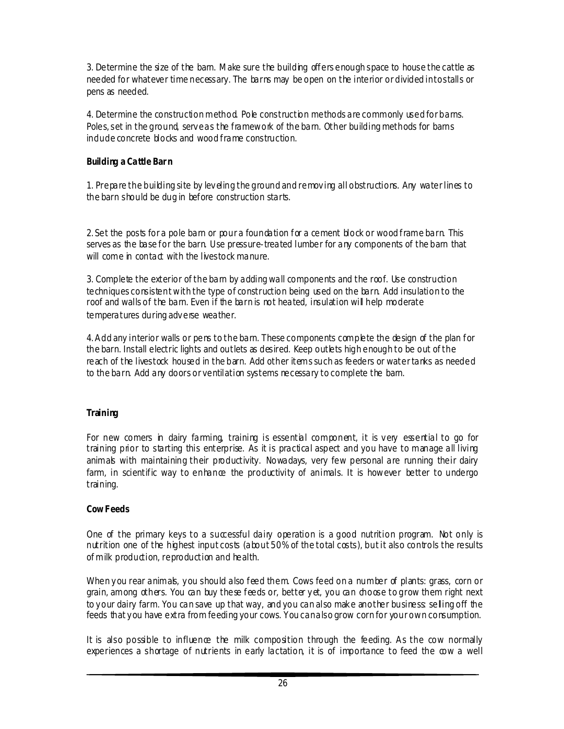3. Determine the size of the barn. Make sure the building offers enough space to house the cattle as needed for whatever time necessary. The barns may be open on the interior or divided into stalls or pens as needed.

4. Determine the construction method. Pole construction methods are commonly used for barns. Poles, set in the ground, serve as the framework of the barn. Other building methods for barns include concrete blocks and wood frame construction.

**Building a Cattle Barn**

1. Prepare the building site by leveling the ground and removing all obstructions. Any water lines to the barn should be dug in before construction starts.

2. Set the posts for a pole barn or pour a foundation for a cement block or wood frame barn. This serves as the base for the barn. Use pressure-treated lumber for any components of the barn that will come in contact with the livestock manure.

3. Complete the exterior of the barn by adding wall components and the roof. Use construction techniques consistent with the type of construction being used on the barn. Add insulation to the roof and walls of the barn. Even if the barn is not heated, insulation will help moderate temperatures during adverse weather.

4. Add any interior walls or pens to the barn. These components complete the design of the plan for the barn. Install electric lights and outlets as desired. Keep outlets high enough to be out of the reach of the livestock housed in the barn. Add other items such as feeders or water tanks as needed to the barn. Add any doors or ventilation systems necessary to complete the barn.

**Training**

For new comers in dairy farming, training is essential component, it is very essential to go for training prior to starting this enterprise. As it is practical aspect and you have to manage all living animals with maintaining their productivity. Nowadays, very few personal are running their dairy farm, in scientific way to enhance the productivity of animals. It is however better to undergo training.

**Cow Feeds**

One of the primary keys to a successful dairy operation is a good nutrition program. Not only is nutrition one of the highest input costs (about 50% of the total costs), but it also controls the results of milk production, reproduction and health.

When you rear animals, you should also feed them. Cows feed on a number of plants: grass, corn or grain, among others. You can buy these feeds or, better yet, you can choose to grow them right next to your dairy farm. You can save up that way, and you can also make another business: selling off the feeds that you have extra from feeding your cows. You can also grow corn for your own consumption.

It is also possible to influence the milk composition through the feeding. As the cow normally experiences a shortage of nutrients in early lactation, it is of importance to feed the cow a well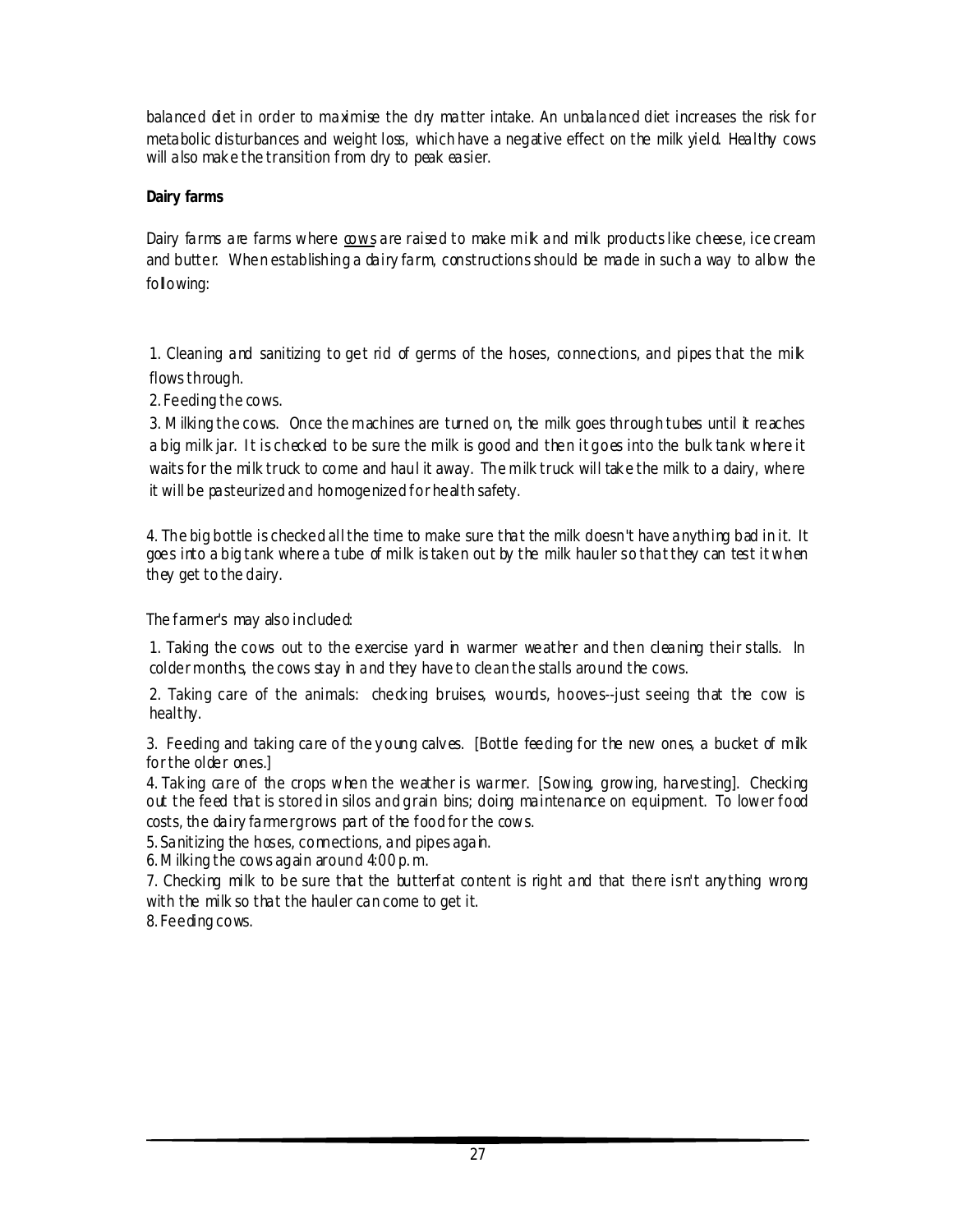balanced diet in order to maximise the dry matter intake. An unbalanced diet increases the risk for metabolic disturbances and weight loss, which have a negative effect on the milk yield. Healthy cows will also make the transition from dry to peak easier.

**Dairy farms**

Dairy farms are farms where cows are raised to make milk and milk products like cheese, ice cream and butter. When establishing a dairy farm, constructions should be made in such a way to allow the following:

1. Cleaning and sanitizing to get rid of germs of the hoses, connections, and pipes that the milk flows through.
2. Feeding the cows.
3. Milking the cows. Once the machines are turned on, the milk goes through tubes until it reaches a big milk jar. It is checked to be sure the milk is good and then it goes into the bulk tank where it waits for the milk truck to come and haul it away. The milk truck will take the milk to a dairy, where it will be pasteurized and homogenized for health safety.
4. The big bottle is checked all the time to make sure that the milk doesn't have anything bad in it. It goes into a big tank where a tube of milk is taken out by the milk hauler so that they can test it when they get to the dairy.

The farmer's may also included:

1. Taking the cows out to the exercise yard in warmer weather and then cleaning their stalls. In colder months, the cows stay in and they have to clean the stalls around the cows.
2. Taking care of the animals: checking bruises, wounds, hooves--just seeing that the cow is healthy.
3. Feeding and taking care of the young calves. [Bottle feeding for the new ones, a bucket of milk for the older ones.]
4. Taking care of the crops when the weather is warmer. [Sowing, growing, harvesting]. Checking out the feed that is stored in silos and grain bins; doing maintenance on equipment. To lower food costs, the dairy farmer grows part of the food for the cows.
5. Sanitizing the hoses, connections, and pipes again.
6. Milking the cows again around 4:00 p.m.
7. Checking milk to be sure that the butterfat content is right and that there isn't anything wrong with the milk so that the hauler can come to get it.
8. Feeding cows.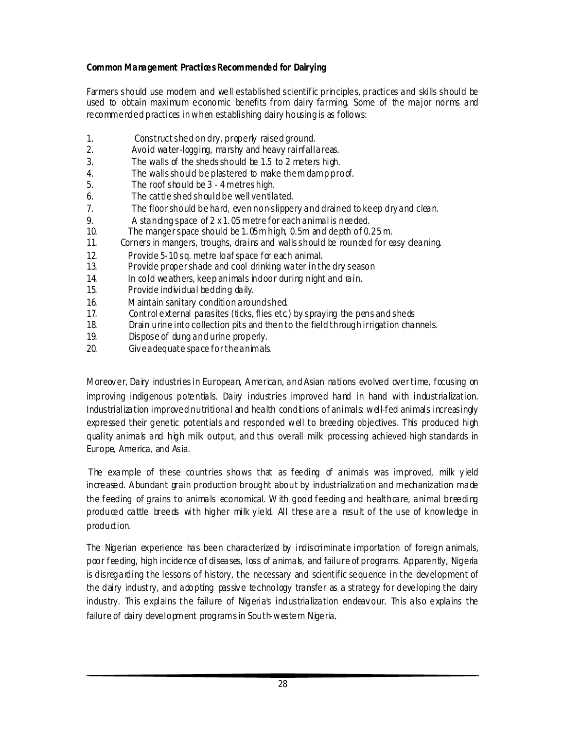**Common Management Practices Recommended for Dairying**

Farmers should use modern and well established scientific principles, practices and skills should be used to obtain maximum economic benefits from dairy farming. Some of the major norms and recommended practices in when establishing dairy housing is as follows:

1. Construct shed on dry, properly raised ground.
2. Avoid water-logging, marshy and heavy rainfall areas.
3. The walls of the sheds should be 1.5 to 2 meters high.
4. The walls should be plastered to make them damp proof.
5. The roof should be 3 - 4 metres high.
6. The cattle shed should be well ventilated.
7. The floor should be hard, even non-slippery and drained to keep dry and clean.
9. A standing space of 2 x 1. 05 metre for each animal is needed.
10. The manger space should be 1. 05m high, 0.5m and depth of 0.25 m.
11. Corners in mangers, troughs, drains and walls should be rounded for easy cleaning.
12. Provide 5-10 sq. metre loaf space for each animal.
13. Provide proper shade and cool drinking water in the dry season
14. In cold weathers, keep animals indoor during night and rain.
15. Provide individual bedding daily.
16. Maintain sanitary condition around shed.
17. Control external parasites (ticks, flies etc.) by spraying the pens and sheds
18. Drain urine into collection pits and then to the field through irrigation channels.
19. Dispose of dung and urine properly.
20. Give adequate space for the animals.

Moreover, Dairy industries in European, American, and Asian nations evolved over time, focusing on improving indigenous potentials. Dairy industries improved hand in hand with industrialization. Industrialization improved nutritional and health conditions of animals: well-fed animals increasingly expressed their genetic potentials and responded well to breeding objectives. This produced high quality animals and high milk output, and thus overall milk processing achieved high standards in Europe, America, and Asia.

The example of these countries shows that as feeding of animals was improved, milk yield increased. Abundant grain production brought about by industrialization and mechanization made the feeding of grains to animals economical. With good feeding and healthcare, animal breeding produced cattle breeds with higher milk yield. All these are a result of the use of knowledge in production.

The Nigerian experience has been characterized by indiscriminate importation of foreign animals, poor feeding, high incidence of diseases, loss of animals, and failure of programs. Apparently, Nigeria is disregarding the lessons of history, the necessary and scientific sequence in the development of the dairy industry, and adopting passive technology transfer as a strategy for developing the dairy industry. This explains the failure of Nigeria's industrialization endeavour. This also explains the failure of dairy development programs in South-western Nigeria.